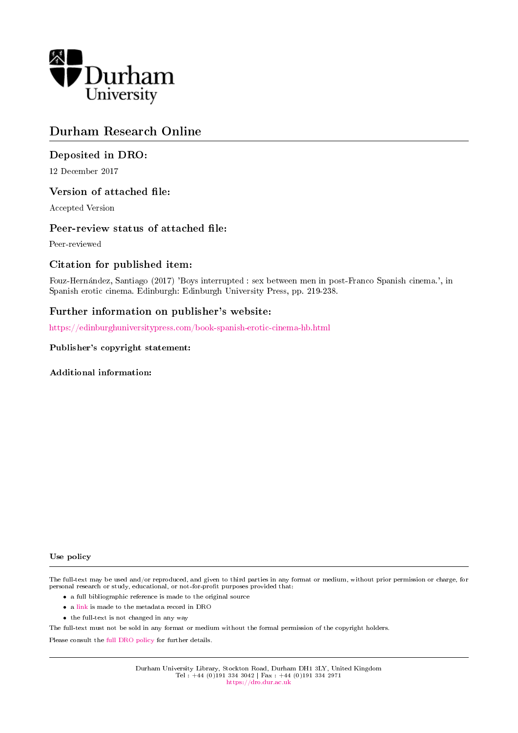Durham University

# Durham Research Online

## Deposited in DRO:

12 December 2017

## Version of attached file:

Accepted Version

## Peer-review status of attached file:

Peer-reviewed

## Citation for published item:

Fouz-Hernández, Santiago (2017) 'Boys interrupted : sex between men in post-Franco Spanish cinema.', in Spanish erotic cinema. Edinburgh: Edinburgh University Press, pp. 219-238.

## Further information on publisher's website:

https://edinburghuniversitypress.com/book-spanish-erotic-cinema-hb.html

### Publisher's copyright statement:

### Additional information:

#### Use policy

The full-text may be used and/or reproduced, and given to third parties in any format or medium, without prior permission or charge, for personal research or study, educational, or not-for-profit purposes provided that:

- a full bibliographic reference is made to the original source
- a link is made to the metadata record in DRO
- the full-text is not changed in any way

The full-text must not be sold in any format or medium without the formal permission of the copyright holders.

Please consult the full DRO policy for further details.

Durham University Library, Stockton Road, Durham DH1 3LY, United Kingdom
Tel : +44 (0)191 334 3042 | Fax : +44 (0)191 334 2971
https://dro.dur.ac.uk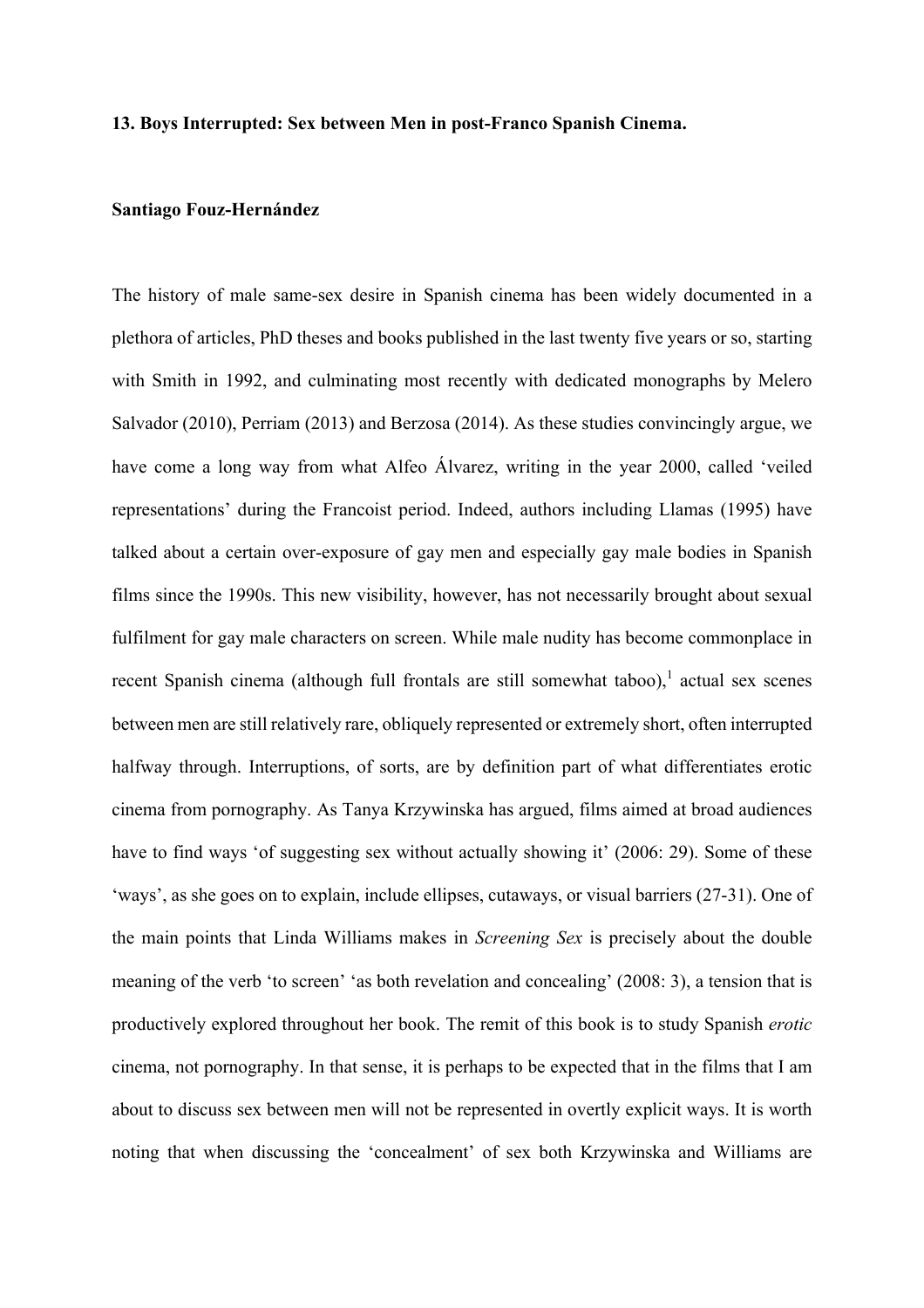**13. Boys Interrupted: Sex between Men in post-Franco Spanish Cinema.**

**Santiago Fouz-Hernández**

The history of male same-sex desire in Spanish cinema has been widely documented in a plethora of articles, PhD theses and books published in the last twenty five years or so, starting with Smith in 1992, and culminating most recently with dedicated monographs by Melero Salvador (2010), Perriam (2013) and Berzosa (2014). As these studies convincingly argue, we have come a long way from what Alfeo Álvarez, writing in the year 2000, called 'veiled representations' during the Francoist period. Indeed, authors including Llamas (1995) have talked about a certain over-exposure of gay men and especially gay male bodies in Spanish films since the 1990s. This new visibility, however, has not necessarily brought about sexual fulfilment for gay male characters on screen. While male nudity has become commonplace in recent Spanish cinema (although full frontals are still somewhat taboo),[1] actual sex scenes between men are still relatively rare, obliquely represented or extremely short, often interrupted halfway through. Interruptions, of sorts, are by definition part of what differentiates erotic cinema from pornography. As Tanya Krzywinska has argued, films aimed at broad audiences have to find ways 'of suggesting sex without actually showing it' (2006: 29). Some of these 'ways', as she goes on to explain, include ellipses, cutaways, or visual barriers (27-31). One of the main points that Linda Williams makes in *Screening Sex* is precisely about the double meaning of the verb 'to screen' 'as both revelation and concealing' (2008: 3), a tension that is productively explored throughout her book. The remit of this book is to study Spanish *erotic* cinema, not pornography. In that sense, it is perhaps to be expected that in the films that I am about to discuss sex between men will not be represented in overtly explicit ways. It is worth noting that when discussing the 'concealment' of sex both Krzywinska and Williams are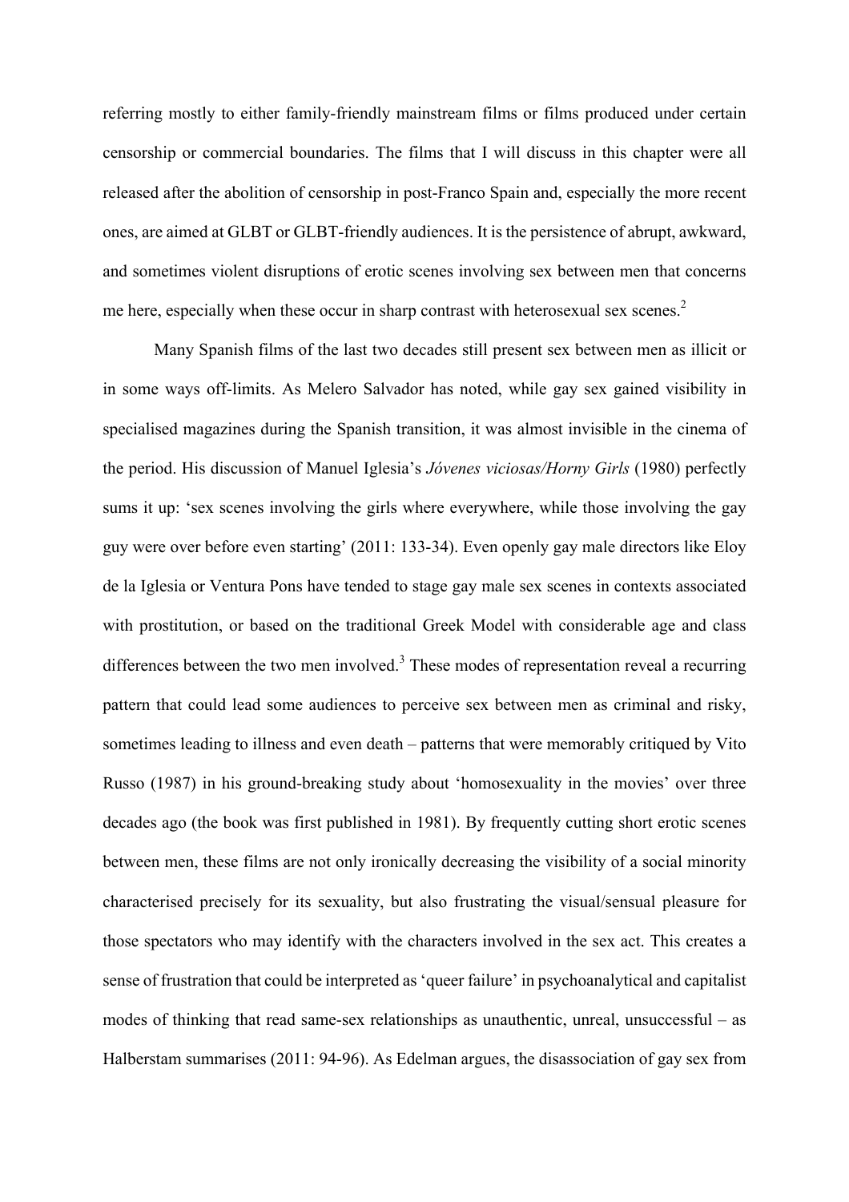referring mostly to either family-friendly mainstream films or films produced under certain censorship or commercial boundaries. The films that I will discuss in this chapter were all released after the abolition of censorship in post-Franco Spain and, especially the more recent ones, are aimed at GLBT or GLBT-friendly audiences. It is the persistence of abrupt, awkward, and sometimes violent disruptions of erotic scenes involving sex between men that concerns me here, especially when these occur in sharp contrast with heterosexual sex scenes.[2]

Many Spanish films of the last two decades still present sex between men as illicit or in some ways off-limits. As Melero Salvador has noted, while gay sex gained visibility in specialised magazines during the Spanish transition, it was almost invisible in the cinema of the period. His discussion of Manuel Iglesia's *Jóvenes viciosas/Horny Girls* (1980) perfectly sums it up: 'sex scenes involving the girls where everywhere, while those involving the gay guy were over before even starting' (2011: 133-34). Even openly gay male directors like Eloy de la Iglesia or Ventura Pons have tended to stage gay male sex scenes in contexts associated with prostitution, or based on the traditional Greek Model with considerable age and class differences between the two men involved.[3] These modes of representation reveal a recurring pattern that could lead some audiences to perceive sex between men as criminal and risky, sometimes leading to illness and even death – patterns that were memorably critiqued by Vito Russo (1987) in his ground-breaking study about 'homosexuality in the movies' over three decades ago (the book was first published in 1981). By frequently cutting short erotic scenes between men, these films are not only ironically decreasing the visibility of a social minority characterised precisely for its sexuality, but also frustrating the visual/sensual pleasure for those spectators who may identify with the characters involved in the sex act. This creates a sense of frustration that could be interpreted as 'queer failure' in psychoanalytical and capitalist modes of thinking that read same-sex relationships as unauthentic, unreal, unsuccessful – as Halberstam summarises (2011: 94-96). As Edelman argues, the disassociation of gay sex from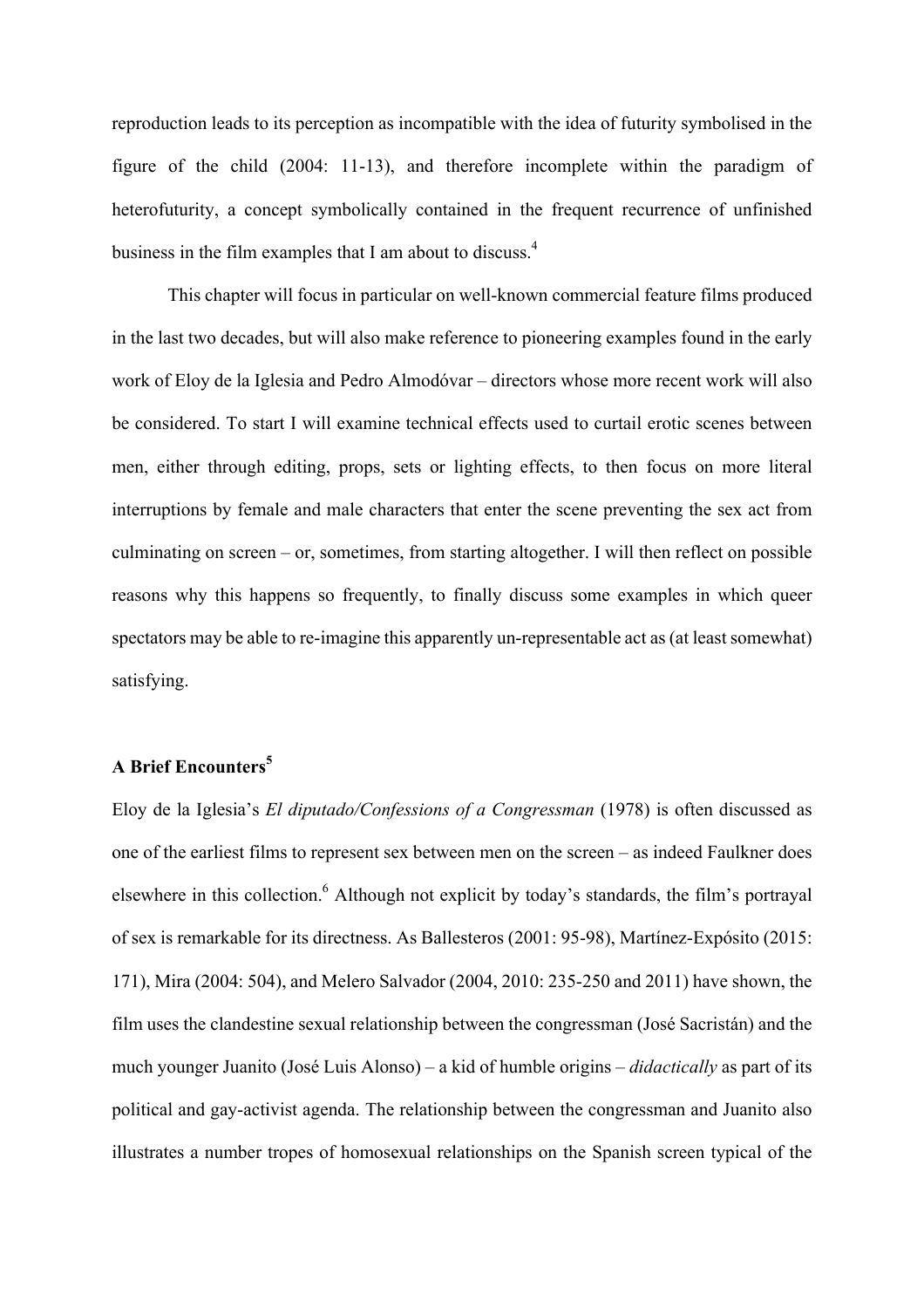reproduction leads to its perception as incompatible with the idea of futurity symbolised in the figure of the child (2004: 11-13), and therefore incomplete within the paradigm of heterofuturity, a concept symbolically contained in the frequent recurrence of unfinished business in the film examples that I am about to discuss.[4]

This chapter will focus in particular on well-known commercial feature films produced in the last two decades, but will also make reference to pioneering examples found in the early work of Eloy de la Iglesia and Pedro Almodóvar – directors whose more recent work will also be considered. To start I will examine technical effects used to curtail erotic scenes between men, either through editing, props, sets or lighting effects, to then focus on more literal interruptions by female and male characters that enter the scene preventing the sex act from culminating on screen – or, sometimes, from starting altogether. I will then reflect on possible reasons why this happens so frequently, to finally discuss some examples in which queer spectators may be able to re-imagine this apparently un-representable act as (at least somewhat) satisfying.

## A Brief Encounters[5]

Eloy de la Iglesia's *El diputado/Confessions of a Congressman* (1978) is often discussed as one of the earliest films to represent sex between men on the screen – as indeed Faulkner does elsewhere in this collection.[6] Although not explicit by today's standards, the film's portrayal of sex is remarkable for its directness. As Ballesteros (2001: 95-98), Martínez-Expósito (2015: 171), Mira (2004: 504), and Melero Salvador (2004, 2010: 235-250 and 2011) have shown, the film uses the clandestine sexual relationship between the congressman (José Sacristán) and the much younger Juanito (José Luis Alonso) – a kid of humble origins – *didactically* as part of its political and gay-activist agenda. The relationship between the congressman and Juanito also illustrates a number tropes of homosexual relationships on the Spanish screen typical of the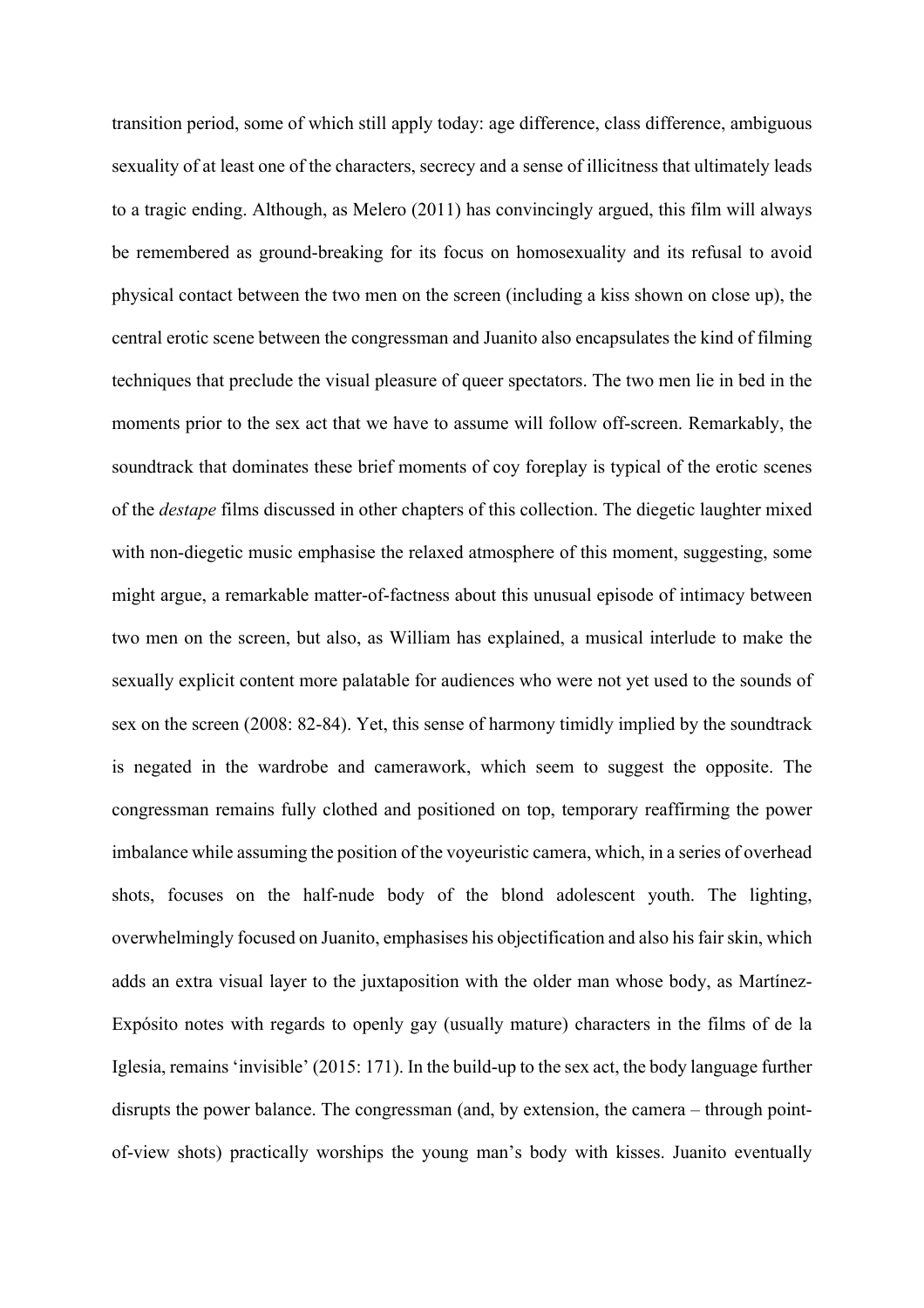transition period, some of which still apply today: age difference, class difference, ambiguous sexuality of at least one of the characters, secrecy and a sense of illicitness that ultimately leads to a tragic ending. Although, as Melero (2011) has convincingly argued, this film will always be remembered as ground-breaking for its focus on homosexuality and its refusal to avoid physical contact between the two men on the screen (including a kiss shown on close up), the central erotic scene between the congressman and Juanito also encapsulates the kind of filming techniques that preclude the visual pleasure of queer spectators. The two men lie in bed in the moments prior to the sex act that we have to assume will follow off-screen. Remarkably, the soundtrack that dominates these brief moments of coy foreplay is typical of the erotic scenes of the *destape* films discussed in other chapters of this collection. The diegetic laughter mixed with non-diegetic music emphasise the relaxed atmosphere of this moment, suggesting, some might argue, a remarkable matter-of-factness about this unusual episode of intimacy between two men on the screen, but also, as William has explained, a musical interlude to make the sexually explicit content more palatable for audiences who were not yet used to the sounds of sex on the screen (2008: 82-84). Yet, this sense of harmony timidly implied by the soundtrack is negated in the wardrobe and camerawork, which seem to suggest the opposite. The congressman remains fully clothed and positioned on top, temporary reaffirming the power imbalance while assuming the position of the voyeuristic camera, which, in a series of overhead shots, focuses on the half-nude body of the blond adolescent youth. The lighting, overwhelmingly focused on Juanito, emphasises his objectification and also his fair skin, which adds an extra visual layer to the juxtaposition with the older man whose body, as Martínez-Expósito notes with regards to openly gay (usually mature) characters in the films of de la Iglesia, remains 'invisible' (2015: 171). In the build-up to the sex act, the body language further disrupts the power balance. The congressman (and, by extension, the camera – through point-of-view shots) practically worships the young man's body with kisses. Juanito eventually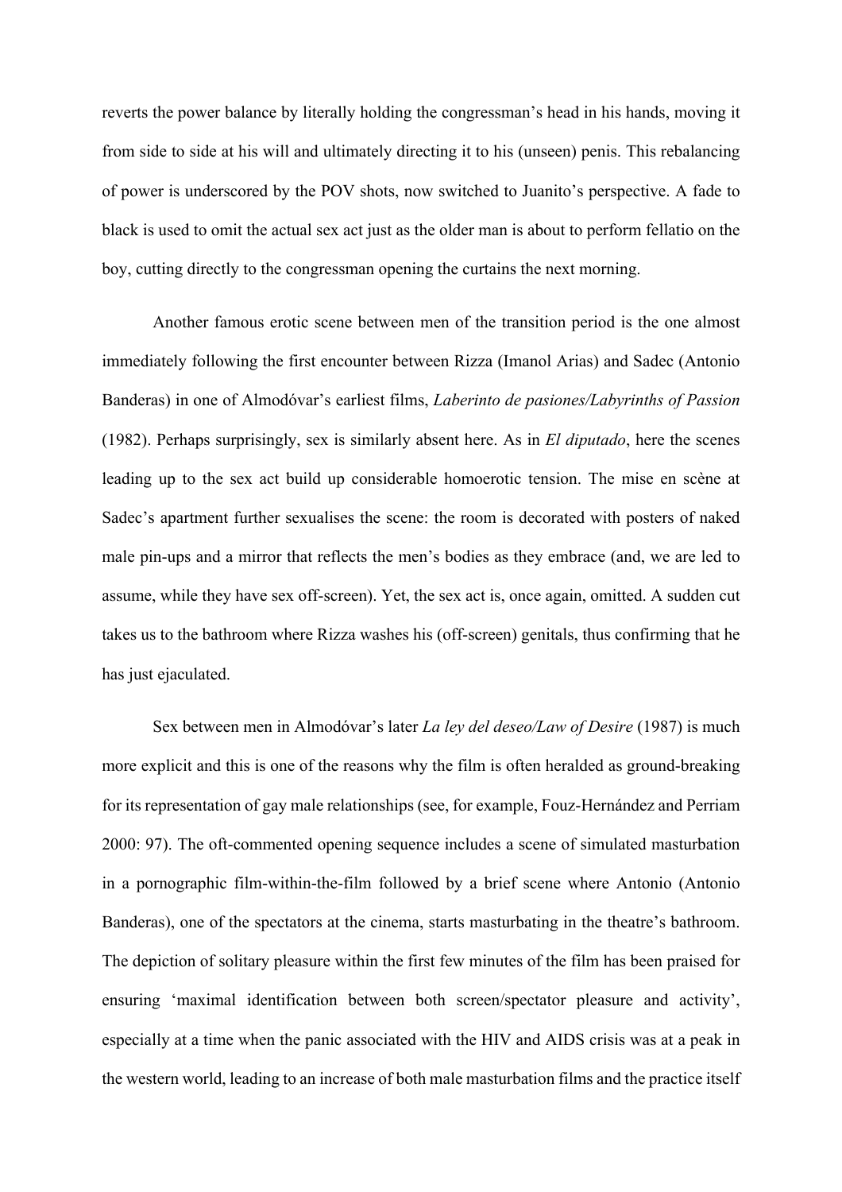reverts the power balance by literally holding the congressman's head in his hands, moving it from side to side at his will and ultimately directing it to his (unseen) penis. This rebalancing of power is underscored by the POV shots, now switched to Juanito's perspective. A fade to black is used to omit the actual sex act just as the older man is about to perform fellatio on the boy, cutting directly to the congressman opening the curtains the next morning.

Another famous erotic scene between men of the transition period is the one almost immediately following the first encounter between Rizza (Imanol Arias) and Sadec (Antonio Banderas) in one of Almodóvar's earliest films, *Laberinto de pasiones/Labyrinths of Passion* (1982). Perhaps surprisingly, sex is similarly absent here. As in *El diputado*, here the scenes leading up to the sex act build up considerable homoerotic tension. The mise en scène at Sadec's apartment further sexualises the scene: the room is decorated with posters of naked male pin-ups and a mirror that reflects the men's bodies as they embrace (and, we are led to assume, while they have sex off-screen). Yet, the sex act is, once again, omitted. A sudden cut takes us to the bathroom where Rizza washes his (off-screen) genitals, thus confirming that he has just ejaculated.

Sex between men in Almodóvar's later *La ley del deseo/Law of Desire* (1987) is much more explicit and this is one of the reasons why the film is often heralded as ground-breaking for its representation of gay male relationships (see, for example, Fouz-Hernández and Perriam 2000: 97). The oft-commented opening sequence includes a scene of simulated masturbation in a pornographic film-within-the-film followed by a brief scene where Antonio (Antonio Banderas), one of the spectators at the cinema, starts masturbating in the theatre's bathroom. The depiction of solitary pleasure within the first few minutes of the film has been praised for ensuring 'maximal identification between both screen/spectator pleasure and activity', especially at a time when the panic associated with the HIV and AIDS crisis was at a peak in the western world, leading to an increase of both male masturbation films and the practice itself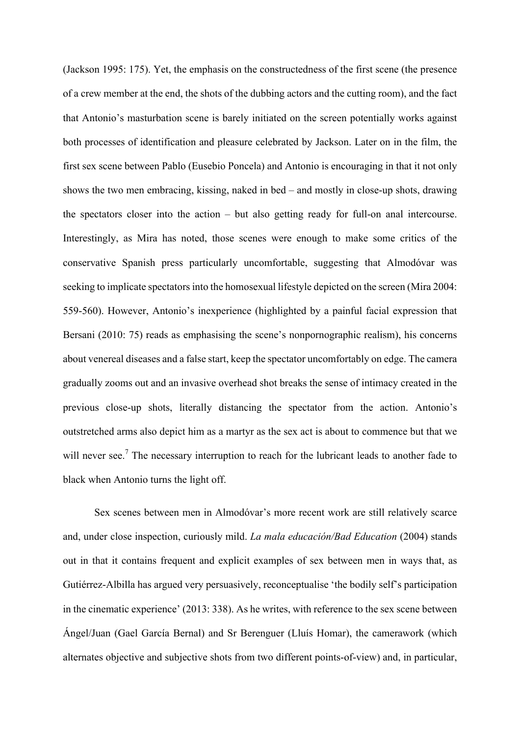(Jackson 1995: 175). Yet, the emphasis on the constructedness of the first scene (the presence of a crew member at the end, the shots of the dubbing actors and the cutting room), and the fact that Antonio's masturbation scene is barely initiated on the screen potentially works against both processes of identification and pleasure celebrated by Jackson. Later on in the film, the first sex scene between Pablo (Eusebio Poncela) and Antonio is encouraging in that it not only shows the two men embracing, kissing, naked in bed – and mostly in close-up shots, drawing the spectators closer into the action – but also getting ready for full-on anal intercourse. Interestingly, as Mira has noted, those scenes were enough to make some critics of the conservative Spanish press particularly uncomfortable, suggesting that Almodóvar was seeking to implicate spectators into the homosexual lifestyle depicted on the screen (Mira 2004: 559-560). However, Antonio's inexperience (highlighted by a painful facial expression that Bersani (2010: 75) reads as emphasising the scene's nonpornographic realism), his concerns about venereal diseases and a false start, keep the spectator uncomfortably on edge. The camera gradually zooms out and an invasive overhead shot breaks the sense of intimacy created in the previous close-up shots, literally distancing the spectator from the action. Antonio's outstretched arms also depict him as a martyr as the sex act is about to commence but that we will never see.[7] The necessary interruption to reach for the lubricant leads to another fade to black when Antonio turns the light off.

Sex scenes between men in Almodóvar's more recent work are still relatively scarce and, under close inspection, curiously mild. *La mala educación/Bad Education* (2004) stands out in that it contains frequent and explicit examples of sex between men in ways that, as Gutiérrez-Albilla has argued very persuasively, reconceptualise 'the bodily self's participation in the cinematic experience' (2013: 338). As he writes, with reference to the sex scene between Ángel/Juan (Gael García Bernal) and Sr Berenguer (Lluís Homar), the camerawork (which alternates objective and subjective shots from two different points-of-view) and, in particular,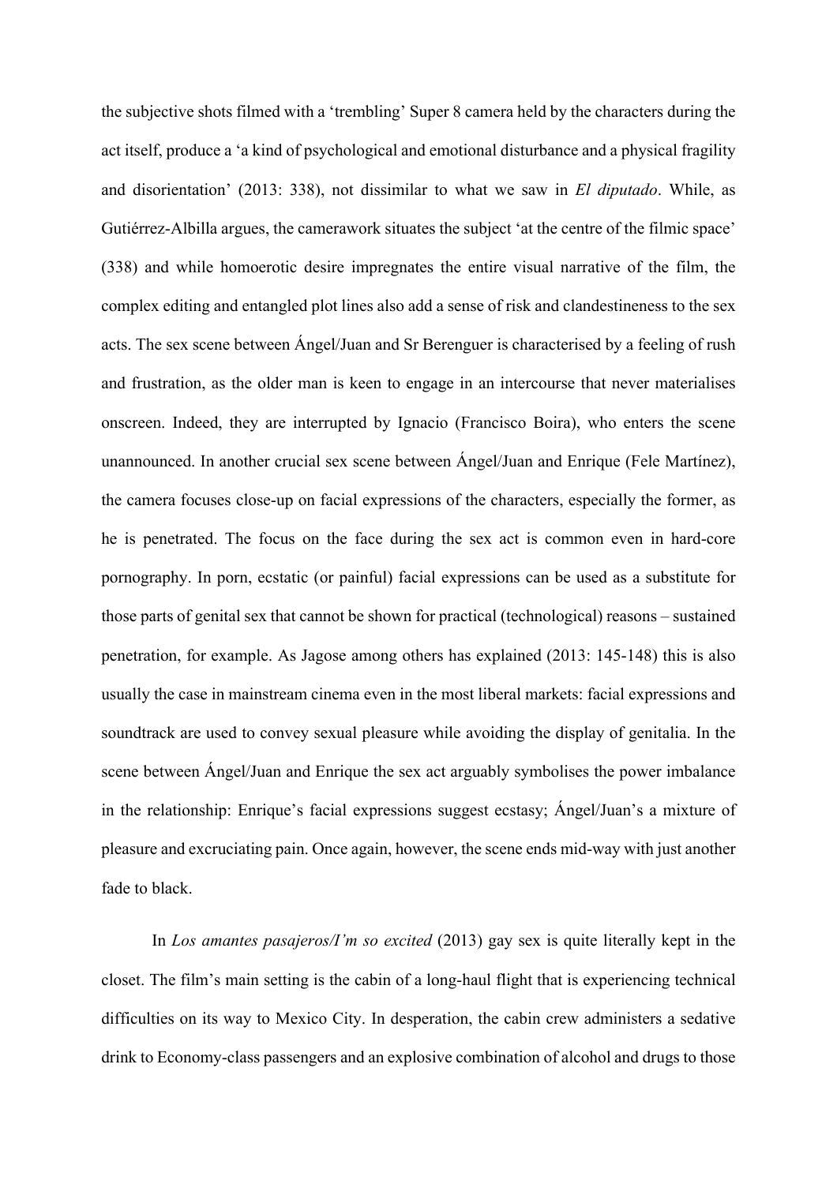the subjective shots filmed with a 'trembling' Super 8 camera held by the characters during the act itself, produce a 'a kind of psychological and emotional disturbance and a physical fragility and disorientation' (2013: 338), not dissimilar to what we saw in *El diputado*. While, as Gutiérrez-Albilla argues, the camerawork situates the subject 'at the centre of the filmic space' (338) and while homoerotic desire impregnates the entire visual narrative of the film, the complex editing and entangled plot lines also add a sense of risk and clandestineness to the sex acts. The sex scene between Ángel/Juan and Sr Berenguer is characterised by a feeling of rush and frustration, as the older man is keen to engage in an intercourse that never materialises onscreen. Indeed, they are interrupted by Ignacio (Francisco Boira), who enters the scene unannounced. In another crucial sex scene between Ángel/Juan and Enrique (Fele Martínez), the camera focuses close-up on facial expressions of the characters, especially the former, as he is penetrated. The focus on the face during the sex act is common even in hard-core pornography. In porn, ecstatic (or painful) facial expressions can be used as a substitute for those parts of genital sex that cannot be shown for practical (technological) reasons – sustained penetration, for example. As Jagose among others has explained (2013: 145-148) this is also usually the case in mainstream cinema even in the most liberal markets: facial expressions and soundtrack are used to convey sexual pleasure while avoiding the display of genitalia. In the scene between Ángel/Juan and Enrique the sex act arguably symbolises the power imbalance in the relationship: Enrique's facial expressions suggest ecstasy; Ángel/Juan's a mixture of pleasure and excruciating pain. Once again, however, the scene ends mid-way with just another fade to black.

In *Los amantes pasajeros/I'm so excited* (2013) gay sex is quite literally kept in the closet. The film's main setting is the cabin of a long-haul flight that is experiencing technical difficulties on its way to Mexico City. In desperation, the cabin crew administers a sedative drink to Economy-class passengers and an explosive combination of alcohol and drugs to those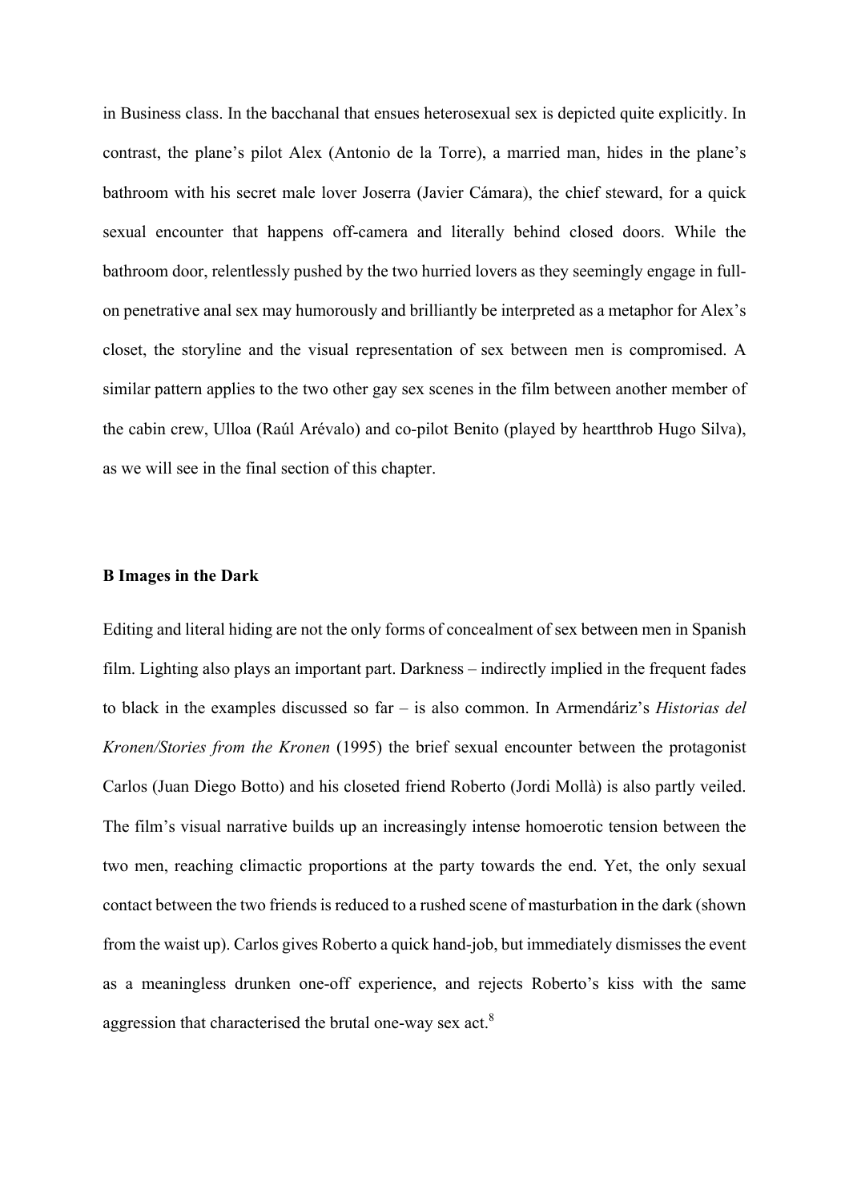in Business class. In the bacchanal that ensues heterosexual sex is depicted quite explicitly. In contrast, the plane's pilot Alex (Antonio de la Torre), a married man, hides in the plane's bathroom with his secret male lover Joserra (Javier Cámara), the chief steward, for a quick sexual encounter that happens off-camera and literally behind closed doors. While the bathroom door, relentlessly pushed by the two hurried lovers as they seemingly engage in full-on penetrative anal sex may humorously and brilliantly be interpreted as a metaphor for Alex's closet, the storyline and the visual representation of sex between men is compromised. A similar pattern applies to the two other gay sex scenes in the film between another member of the cabin crew, Ulloa (Raúl Arévalo) and co-pilot Benito (played by heartthrob Hugo Silva), as we will see in the final section of this chapter.

**B Images in the Dark**

Editing and literal hiding are not the only forms of concealment of sex between men in Spanish film. Lighting also plays an important part. Darkness – indirectly implied in the frequent fades to black in the examples discussed so far – is also common. In Armendáriz's *Historias del Kronen/Stories from the Kronen* (1995) the brief sexual encounter between the protagonist Carlos (Juan Diego Botto) and his closeted friend Roberto (Jordi Mollà) is also partly veiled. The film's visual narrative builds up an increasingly intense homoerotic tension between the two men, reaching climactic proportions at the party towards the end. Yet, the only sexual contact between the two friends is reduced to a rushed scene of masturbation in the dark (shown from the waist up). Carlos gives Roberto a quick hand-job, but immediately dismisses the event as a meaningless drunken one-off experience, and rejects Roberto's kiss with the same aggression that characterised the brutal one-way sex act.[8]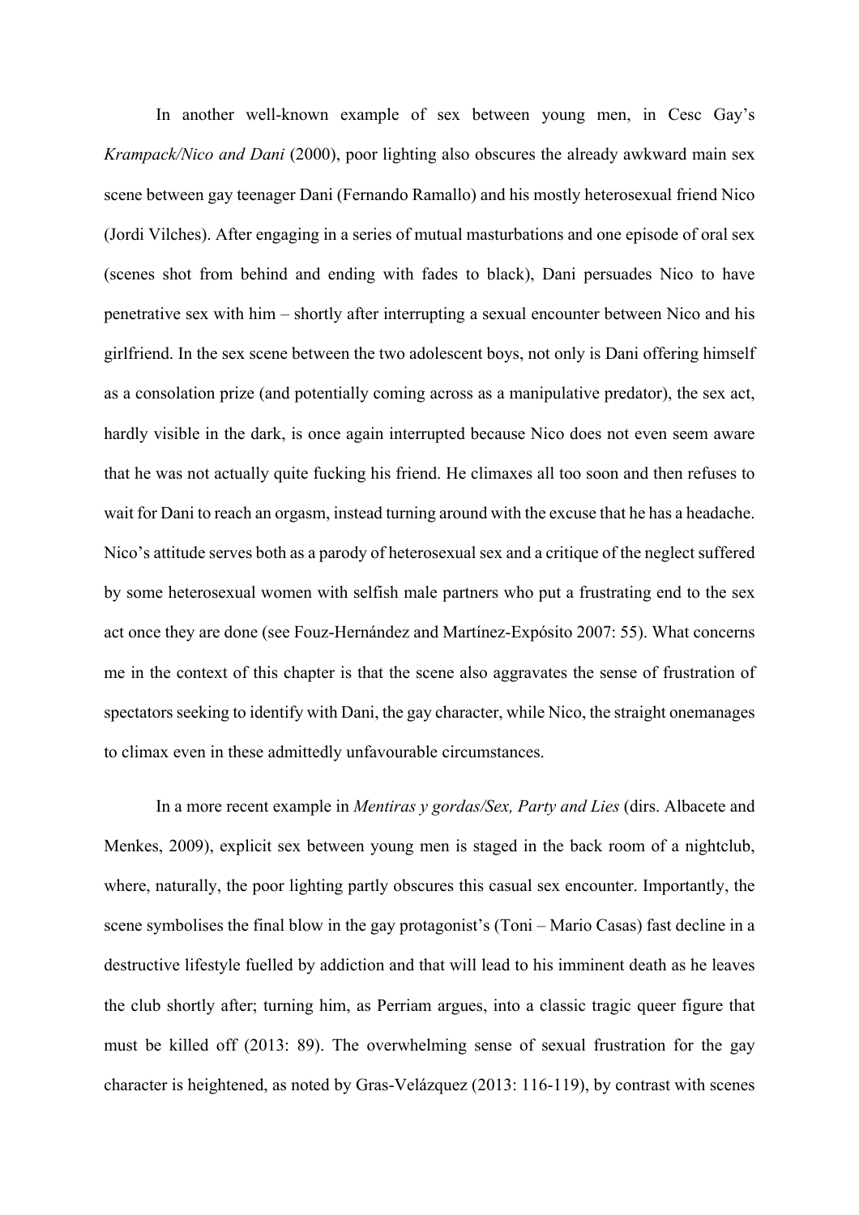In another well-known example of sex between young men, in Cesc Gay's *Krampack/Nico and Dani* (2000), poor lighting also obscures the already awkward main sex scene between gay teenager Dani (Fernando Ramallo) and his mostly heterosexual friend Nico (Jordi Vilches). After engaging in a series of mutual masturbations and one episode of oral sex (scenes shot from behind and ending with fades to black), Dani persuades Nico to have penetrative sex with him – shortly after interrupting a sexual encounter between Nico and his girlfriend. In the sex scene between the two adolescent boys, not only is Dani offering himself as a consolation prize (and potentially coming across as a manipulative predator), the sex act, hardly visible in the dark, is once again interrupted because Nico does not even seem aware that he was not actually quite fucking his friend. He climaxes all too soon and then refuses to wait for Dani to reach an orgasm, instead turning around with the excuse that he has a headache. Nico's attitude serves both as a parody of heterosexual sex and a critique of the neglect suffered by some heterosexual women with selfish male partners who put a frustrating end to the sex act once they are done (see Fouz-Hernández and Martínez-Expósito 2007: 55). What concerns me in the context of this chapter is that the scene also aggravates the sense of frustration of spectators seeking to identify with Dani, the gay character, while Nico, the straight onemanages to climax even in these admittedly unfavourable circumstances.

In a more recent example in *Mentiras y gordas/Sex, Party and Lies* (dirs. Albacete and Menkes, 2009), explicit sex between young men is staged in the back room of a nightclub, where, naturally, the poor lighting partly obscures this casual sex encounter. Importantly, the scene symbolises the final blow in the gay protagonist's (Toni – Mario Casas) fast decline in a destructive lifestyle fuelled by addiction and that will lead to his imminent death as he leaves the club shortly after; turning him, as Perriam argues, into a classic tragic queer figure that must be killed off (2013: 89). The overwhelming sense of sexual frustration for the gay character is heightened, as noted by Gras-Velázquez (2013: 116-119), by contrast with scenes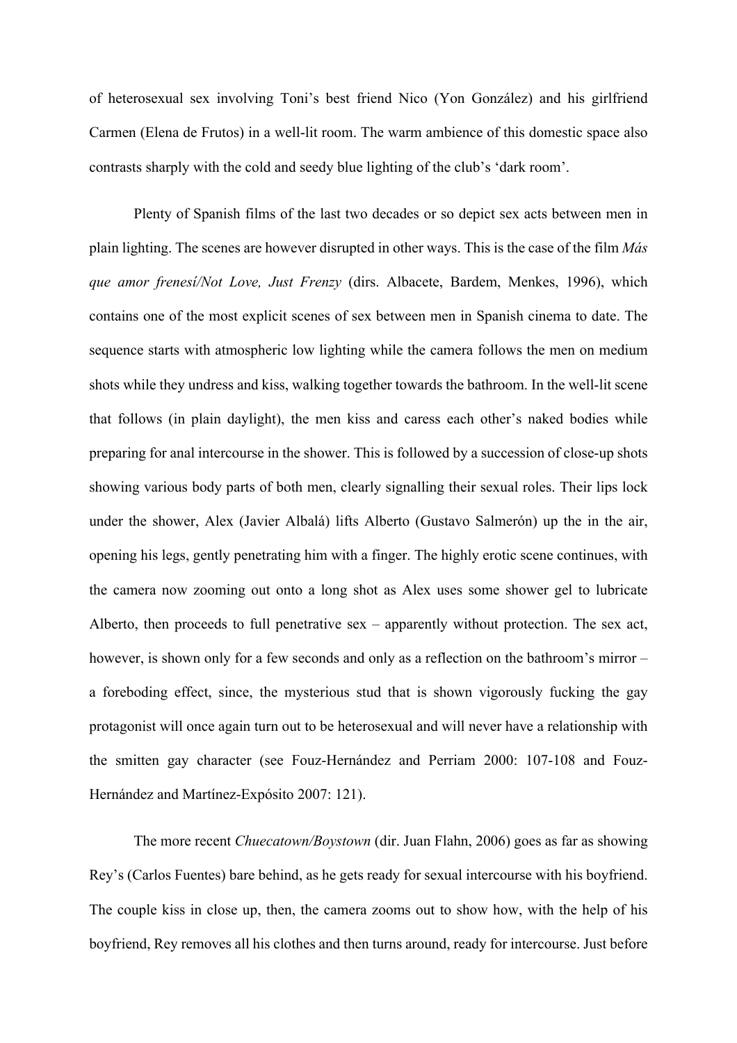of heterosexual sex involving Toni's best friend Nico (Yon González) and his girlfriend Carmen (Elena de Frutos) in a well-lit room. The warm ambience of this domestic space also contrasts sharply with the cold and seedy blue lighting of the club's 'dark room'.

Plenty of Spanish films of the last two decades or so depict sex acts between men in plain lighting. The scenes are however disrupted in other ways. This is the case of the film *Más que amor frenesí/Not Love, Just Frenzy* (dirs. Albacete, Bardem, Menkes, 1996), which contains one of the most explicit scenes of sex between men in Spanish cinema to date. The sequence starts with atmospheric low lighting while the camera follows the men on medium shots while they undress and kiss, walking together towards the bathroom. In the well-lit scene that follows (in plain daylight), the men kiss and caress each other's naked bodies while preparing for anal intercourse in the shower. This is followed by a succession of close-up shots showing various body parts of both men, clearly signalling their sexual roles. Their lips lock under the shower, Alex (Javier Albalá) lifts Alberto (Gustavo Salmerón) up the in the air, opening his legs, gently penetrating him with a finger. The highly erotic scene continues, with the camera now zooming out onto a long shot as Alex uses some shower gel to lubricate Alberto, then proceeds to full penetrative sex – apparently without protection. The sex act, however, is shown only for a few seconds and only as a reflection on the bathroom's mirror – a foreboding effect, since, the mysterious stud that is shown vigorously fucking the gay protagonist will once again turn out to be heterosexual and will never have a relationship with the smitten gay character (see Fouz-Hernández and Perriam 2000: 107-108 and Fouz-Hernández and Martínez-Expósito 2007: 121).

The more recent *Chuecatown/Boystown* (dir. Juan Flahn, 2006) goes as far as showing Rey's (Carlos Fuentes) bare behind, as he gets ready for sexual intercourse with his boyfriend. The couple kiss in close up, then, the camera zooms out to show how, with the help of his boyfriend, Rey removes all his clothes and then turns around, ready for intercourse. Just before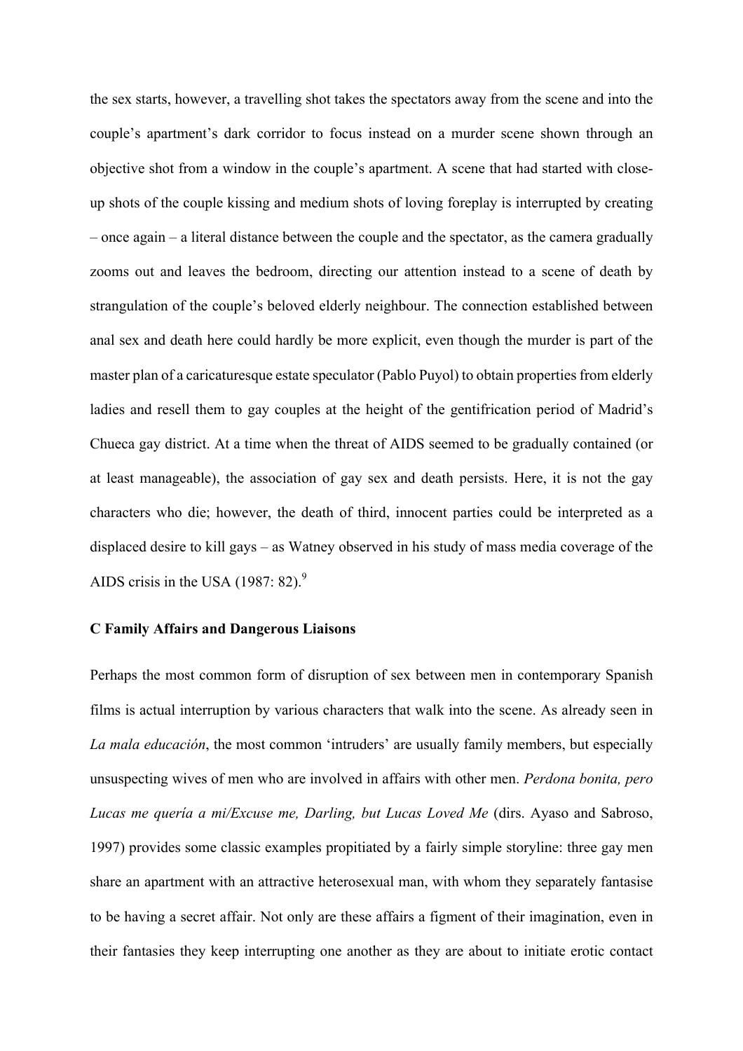the sex starts, however, a travelling shot takes the spectators away from the scene and into the couple's apartment's dark corridor to focus instead on a murder scene shown through an objective shot from a window in the couple's apartment. A scene that had started with close-up shots of the couple kissing and medium shots of loving foreplay is interrupted by creating – once again – a literal distance between the couple and the spectator, as the camera gradually zooms out and leaves the bedroom, directing our attention instead to a scene of death by strangulation of the couple's beloved elderly neighbour. The connection established between anal sex and death here could hardly be more explicit, even though the murder is part of the master plan of a caricaturesque estate speculator (Pablo Puyol) to obtain properties from elderly ladies and resell them to gay couples at the height of the gentifrication period of Madrid's Chueca gay district. At a time when the threat of AIDS seemed to be gradually contained (or at least manageable), the association of gay sex and death persists. Here, it is not the gay characters who die; however, the death of third, innocent parties could be interpreted as a displaced desire to kill gays – as Watney observed in his study of mass media coverage of the AIDS crisis in the USA (1987: 82).[9]

## C Family Affairs and Dangerous Liaisons

Perhaps the most common form of disruption of sex between men in contemporary Spanish films is actual interruption by various characters that walk into the scene. As already seen in *La mala educación*, the most common 'intruders' are usually family members, but especially unsuspecting wives of men who are involved in affairs with other men. *Perdona bonita, pero Lucas me quería a mi/Excuse me, Darling, but Lucas Loved Me* (dirs. Ayaso and Sabroso, 1997) provides some classic examples propitiated by a fairly simple storyline: three gay men share an apartment with an attractive heterosexual man, with whom they separately fantasise to be having a secret affair. Not only are these affairs a figment of their imagination, even in their fantasies they keep interrupting one another as they are about to initiate erotic contact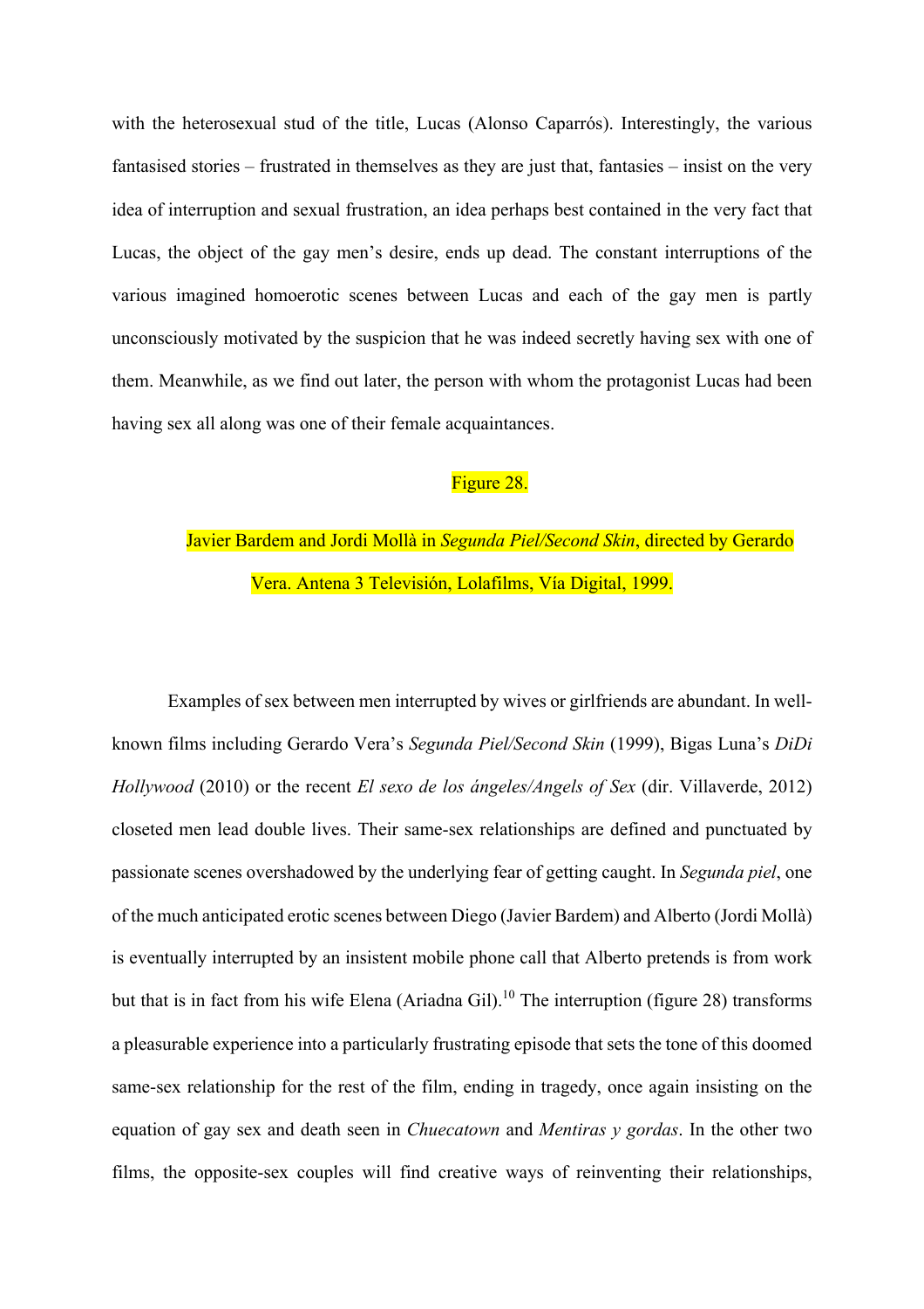with the heterosexual stud of the title, Lucas (Alonso Caparrós). Interestingly, the various fantasised stories – frustrated in themselves as they are just that, fantasies – insist on the very idea of interruption and sexual frustration, an idea perhaps best contained in the very fact that Lucas, the object of the gay men's desire, ends up dead. The constant interruptions of the various imagined homoerotic scenes between Lucas and each of the gay men is partly unconsciously motivated by the suspicion that he was indeed secretly having sex with one of them. Meanwhile, as we find out later, the person with whom the protagonist Lucas had been having sex all along was one of their female acquaintances.

Figure 28.

Javier Bardem and Jordi Mollà in *Segunda Piel/Second Skin*, directed by Gerardo Vera. Antena 3 Televisión, Lolafilms, Vía Digital, 1999.

Examples of sex between men interrupted by wives or girlfriends are abundant. In well-known films including Gerardo Vera's *Segunda Piel/Second Skin* (1999), Bigas Luna's *DiDi Hollywood* (2010) or the recent *El sexo de los ángeles/Angels of Sex* (dir. Villaverde, 2012) closeted men lead double lives. Their same-sex relationships are defined and punctuated by passionate scenes overshadowed by the underlying fear of getting caught. In *Segunda piel*, one of the much anticipated erotic scenes between Diego (Javier Bardem) and Alberto (Jordi Mollà) is eventually interrupted by an insistent mobile phone call that Alberto pretends is from work but that is in fact from his wife Elena (Ariadna Gil).[10] The interruption (figure 28) transforms a pleasurable experience into a particularly frustrating episode that sets the tone of this doomed same-sex relationship for the rest of the film, ending in tragedy, once again insisting on the equation of gay sex and death seen in *Chuecatown* and *Mentiras y gordas*. In the other two films, the opposite-sex couples will find creative ways of reinventing their relationships,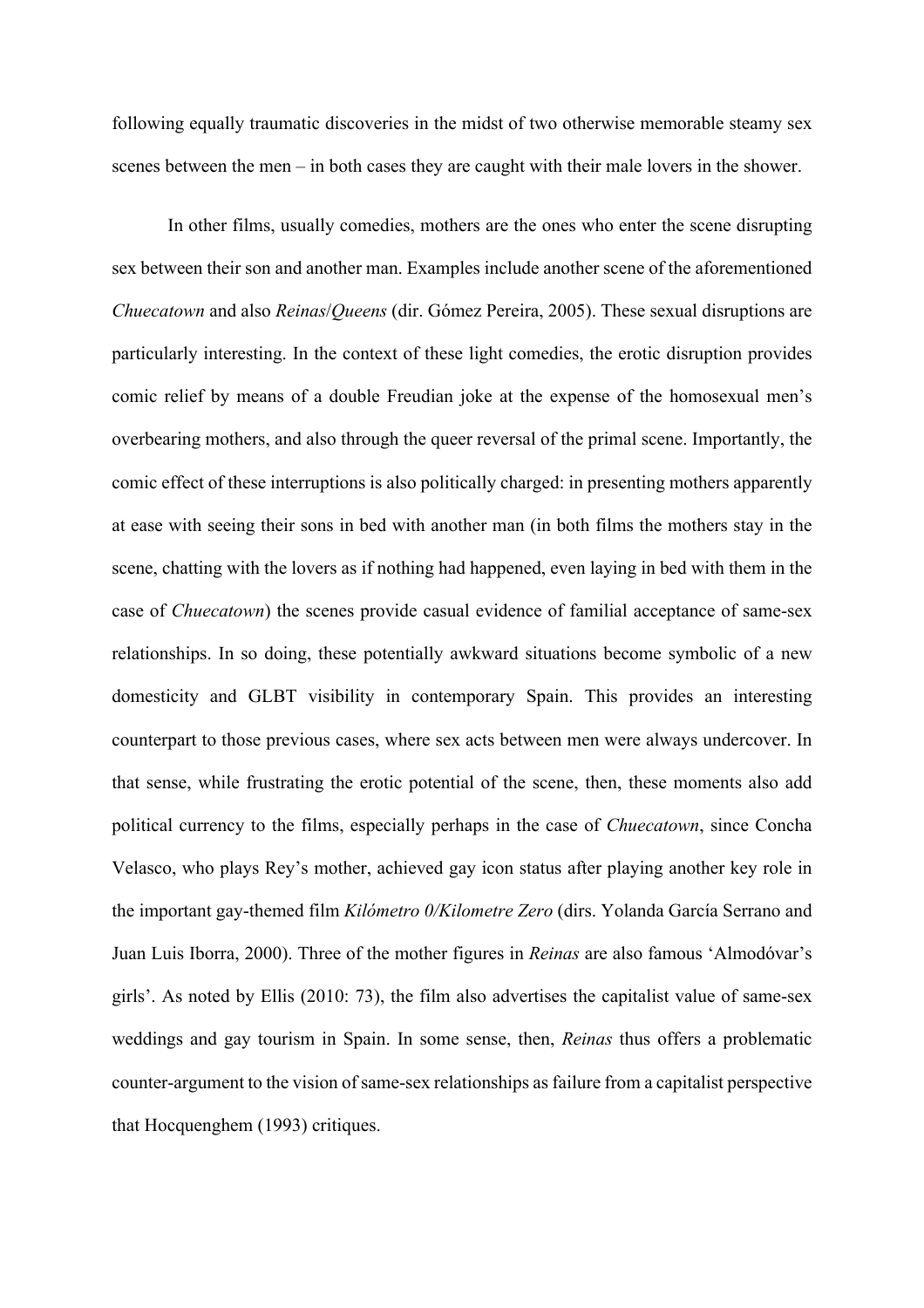following equally traumatic discoveries in the midst of two otherwise memorable steamy sex scenes between the men – in both cases they are caught with their male lovers in the shower.

In other films, usually comedies, mothers are the ones who enter the scene disrupting sex between their son and another man. Examples include another scene of the aforementioned *Chuecatown* and also *Reinas*/*Queens* (dir. Gómez Pereira, 2005). These sexual disruptions are particularly interesting. In the context of these light comedies, the erotic disruption provides comic relief by means of a double Freudian joke at the expense of the homosexual men's overbearing mothers, and also through the queer reversal of the primal scene. Importantly, the comic effect of these interruptions is also politically charged: in presenting mothers apparently at ease with seeing their sons in bed with another man (in both films the mothers stay in the scene, chatting with the lovers as if nothing had happened, even laying in bed with them in the case of *Chuecatown*) the scenes provide casual evidence of familial acceptance of same-sex relationships. In so doing, these potentially awkward situations become symbolic of a new domesticity and GLBT visibility in contemporary Spain. This provides an interesting counterpart to those previous cases, where sex acts between men were always undercover. In that sense, while frustrating the erotic potential of the scene, then, these moments also add political currency to the films, especially perhaps in the case of *Chuecatown*, since Concha Velasco, who plays Rey's mother, achieved gay icon status after playing another key role in the important gay-themed film *Kilómetro 0/Kilometre Zero* (dirs. Yolanda García Serrano and Juan Luis Iborra, 2000). Three of the mother figures in *Reinas* are also famous 'Almodóvar's girls'. As noted by Ellis (2010: 73), the film also advertises the capitalist value of same-sex weddings and gay tourism in Spain. In some sense, then, *Reinas* thus offers a problematic counter-argument to the vision of same-sex relationships as failure from a capitalist perspective that Hocquenghem (1993) critiques.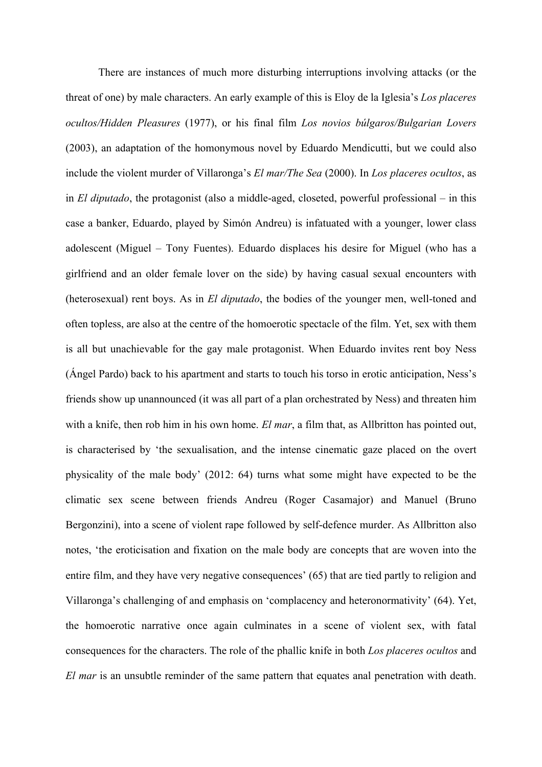There are instances of much more disturbing interruptions involving attacks (or the threat of one) by male characters. An early example of this is Eloy de la Iglesia's *Los placeres ocultos/Hidden Pleasures* (1977), or his final film *Los novios búlgaros/Bulgarian Lovers* (2003), an adaptation of the homonymous novel by Eduardo Mendicutti, but we could also include the violent murder of Villaronga's *El mar/The Sea* (2000). In *Los placeres ocultos*, as in *El diputado*, the protagonist (also a middle-aged, closeted, powerful professional – in this case a banker, Eduardo, played by Simón Andreu) is infatuated with a younger, lower class adolescent (Miguel – Tony Fuentes). Eduardo displaces his desire for Miguel (who has a girlfriend and an older female lover on the side) by having casual sexual encounters with (heterosexual) rent boys. As in *El diputado*, the bodies of the younger men, well-toned and often topless, are also at the centre of the homoerotic spectacle of the film. Yet, sex with them is all but unachievable for the gay male protagonist. When Eduardo invites rent boy Ness (Ángel Pardo) back to his apartment and starts to touch his torso in erotic anticipation, Ness's friends show up unannounced (it was all part of a plan orchestrated by Ness) and threaten him with a knife, then rob him in his own home. *El mar*, a film that, as Allbritton has pointed out, is characterised by 'the sexualisation, and the intense cinematic gaze placed on the overt physicality of the male body' (2012: 64) turns what some might have expected to be the climatic sex scene between friends Andreu (Roger Casamajor) and Manuel (Bruno Bergonzini), into a scene of violent rape followed by self-defence murder. As Allbritton also notes, 'the eroticisation and fixation on the male body are concepts that are woven into the entire film, and they have very negative consequences' (65) that are tied partly to religion and Villaronga's challenging of and emphasis on 'complacency and heteronormativity' (64). Yet, the homoerotic narrative once again culminates in a scene of violent sex, with fatal consequences for the characters. The role of the phallic knife in both *Los placeres ocultos* and *El mar* is an unsubtle reminder of the same pattern that equates anal penetration with death.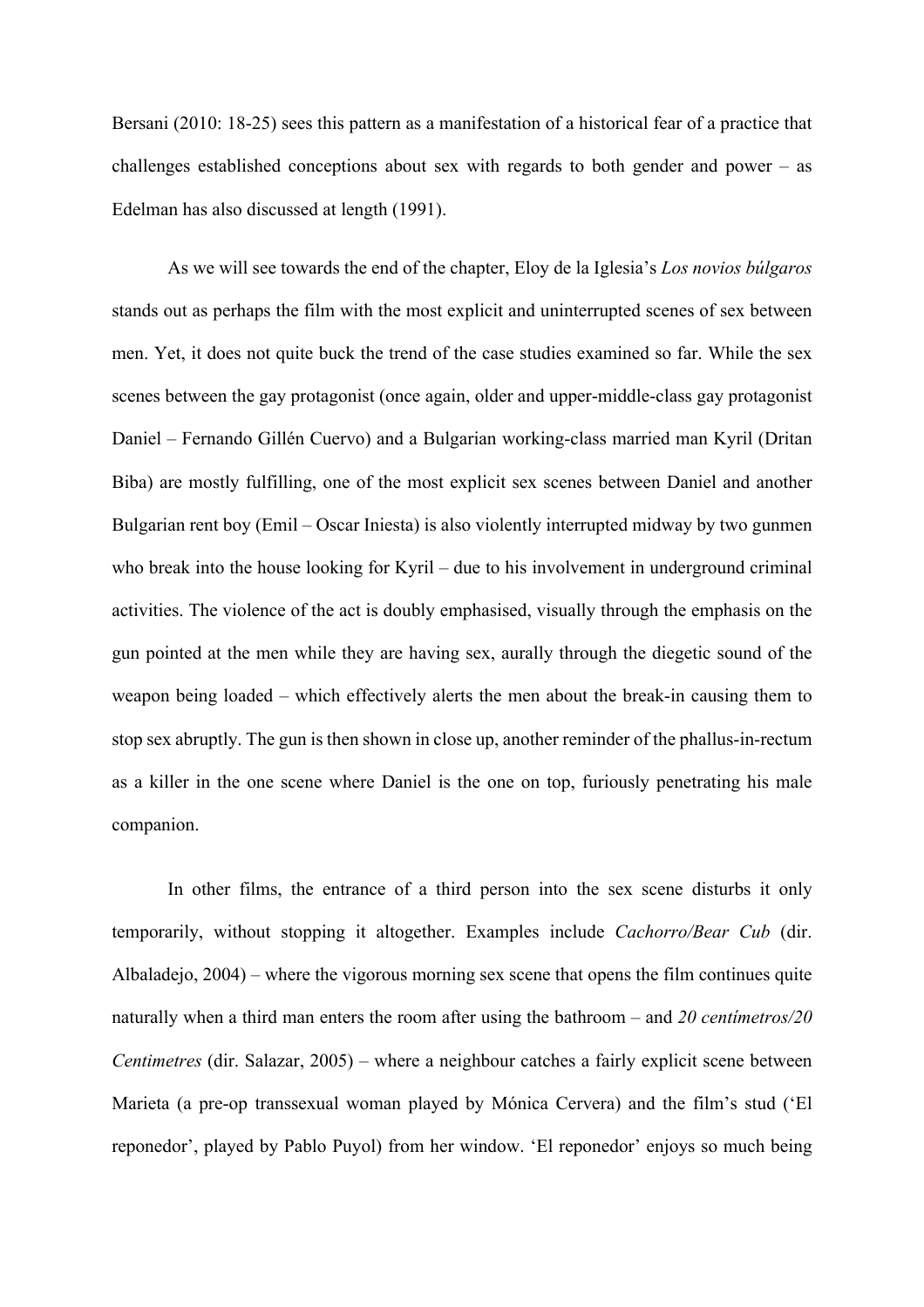Bersani (2010: 18-25) sees this pattern as a manifestation of a historical fear of a practice that challenges established conceptions about sex with regards to both gender and power – as Edelman has also discussed at length (1991).

As we will see towards the end of the chapter, Eloy de la Iglesia's *Los novios búlgaros* stands out as perhaps the film with the most explicit and uninterrupted scenes of sex between men. Yet, it does not quite buck the trend of the case studies examined so far. While the sex scenes between the gay protagonist (once again, older and upper-middle-class gay protagonist Daniel – Fernando Gillén Cuervo) and a Bulgarian working-class married man Kyril (Dritan Biba) are mostly fulfilling, one of the most explicit sex scenes between Daniel and another Bulgarian rent boy (Emil – Oscar Iniesta) is also violently interrupted midway by two gunmen who break into the house looking for Kyril – due to his involvement in underground criminal activities. The violence of the act is doubly emphasised, visually through the emphasis on the gun pointed at the men while they are having sex, aurally through the diegetic sound of the weapon being loaded – which effectively alerts the men about the break-in causing them to stop sex abruptly. The gun is then shown in close up, another reminder of the phallus-in-rectum as a killer in the one scene where Daniel is the one on top, furiously penetrating his male companion.

In other films, the entrance of a third person into the sex scene disturbs it only temporarily, without stopping it altogether. Examples include *Cachorro/Bear Cub* (dir. Albaladejo, 2004) – where the vigorous morning sex scene that opens the film continues quite naturally when a third man enters the room after using the bathroom – and *20 centímetros/20 Centimetres* (dir. Salazar, 2005) – where a neighbour catches a fairly explicit scene between Marieta (a pre-op transsexual woman played by Mónica Cervera) and the film's stud ('El reponedor', played by Pablo Puyol) from her window. 'El reponedor' enjoys so much being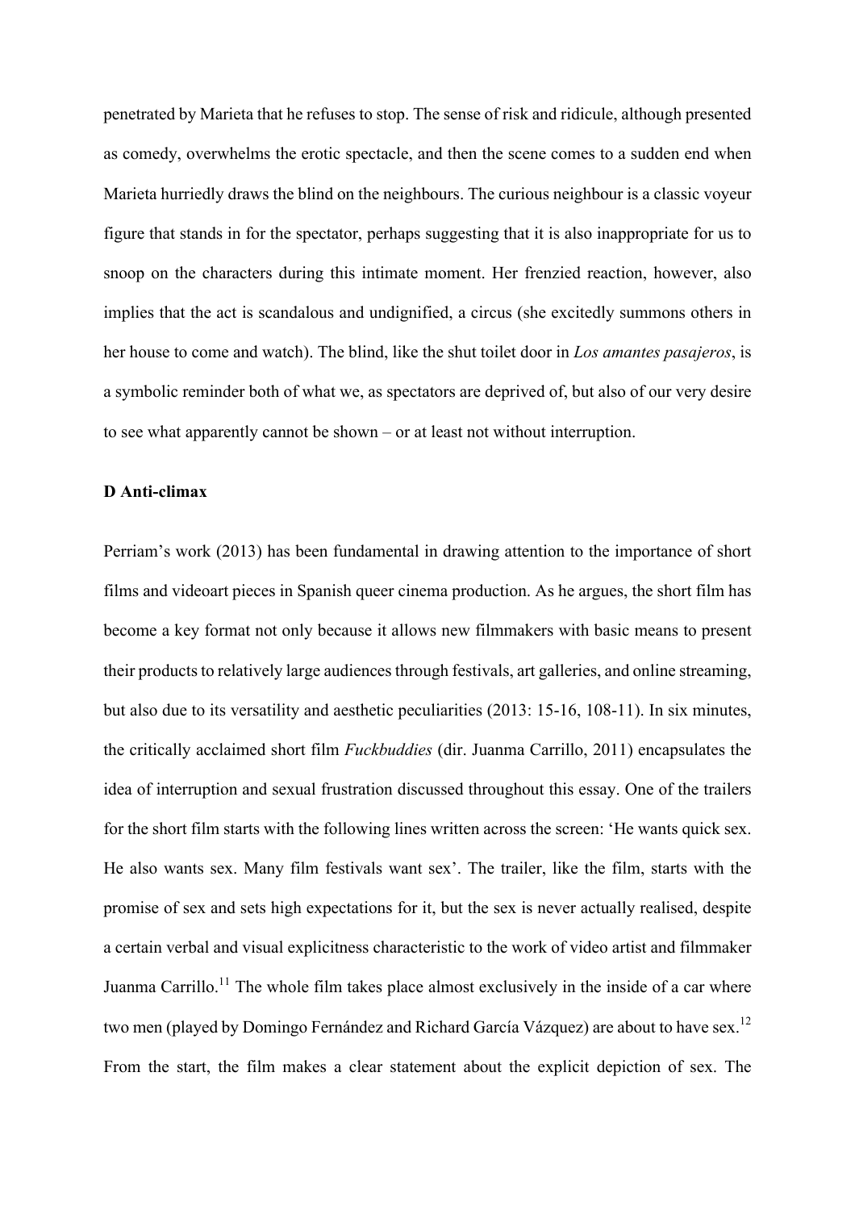penetrated by Marieta that he refuses to stop. The sense of risk and ridicule, although presented as comedy, overwhelms the erotic spectacle, and then the scene comes to a sudden end when Marieta hurriedly draws the blind on the neighbours. The curious neighbour is a classic voyeur figure that stands in for the spectator, perhaps suggesting that it is also inappropriate for us to snoop on the characters during this intimate moment. Her frenzied reaction, however, also implies that the act is scandalous and undignified, a circus (she excitedly summons others in her house to come and watch). The blind, like the shut toilet door in *Los amantes pasajeros*, is a symbolic reminder both of what we, as spectators are deprived of, but also of our very desire to see what apparently cannot be shown – or at least not without interruption.

**D Anti-climax**

Perriam's work (2013) has been fundamental in drawing attention to the importance of short films and videoart pieces in Spanish queer cinema production. As he argues, the short film has become a key format not only because it allows new filmmakers with basic means to present their products to relatively large audiences through festivals, art galleries, and online streaming, but also due to its versatility and aesthetic peculiarities (2013: 15-16, 108-11). In six minutes, the critically acclaimed short film *Fuckbuddies* (dir. Juanma Carrillo, 2011) encapsulates the idea of interruption and sexual frustration discussed throughout this essay. One of the trailers for the short film starts with the following lines written across the screen: 'He wants quick sex. He also wants sex. Many film festivals want sex'. The trailer, like the film, starts with the promise of sex and sets high expectations for it, but the sex is never actually realised, despite a certain verbal and visual explicitness characteristic to the work of video artist and filmmaker Juanma Carrillo.[11] The whole film takes place almost exclusively in the inside of a car where two men (played by Domingo Fernández and Richard García Vázquez) are about to have sex.[12] From the start, the film makes a clear statement about the explicit depiction of sex. The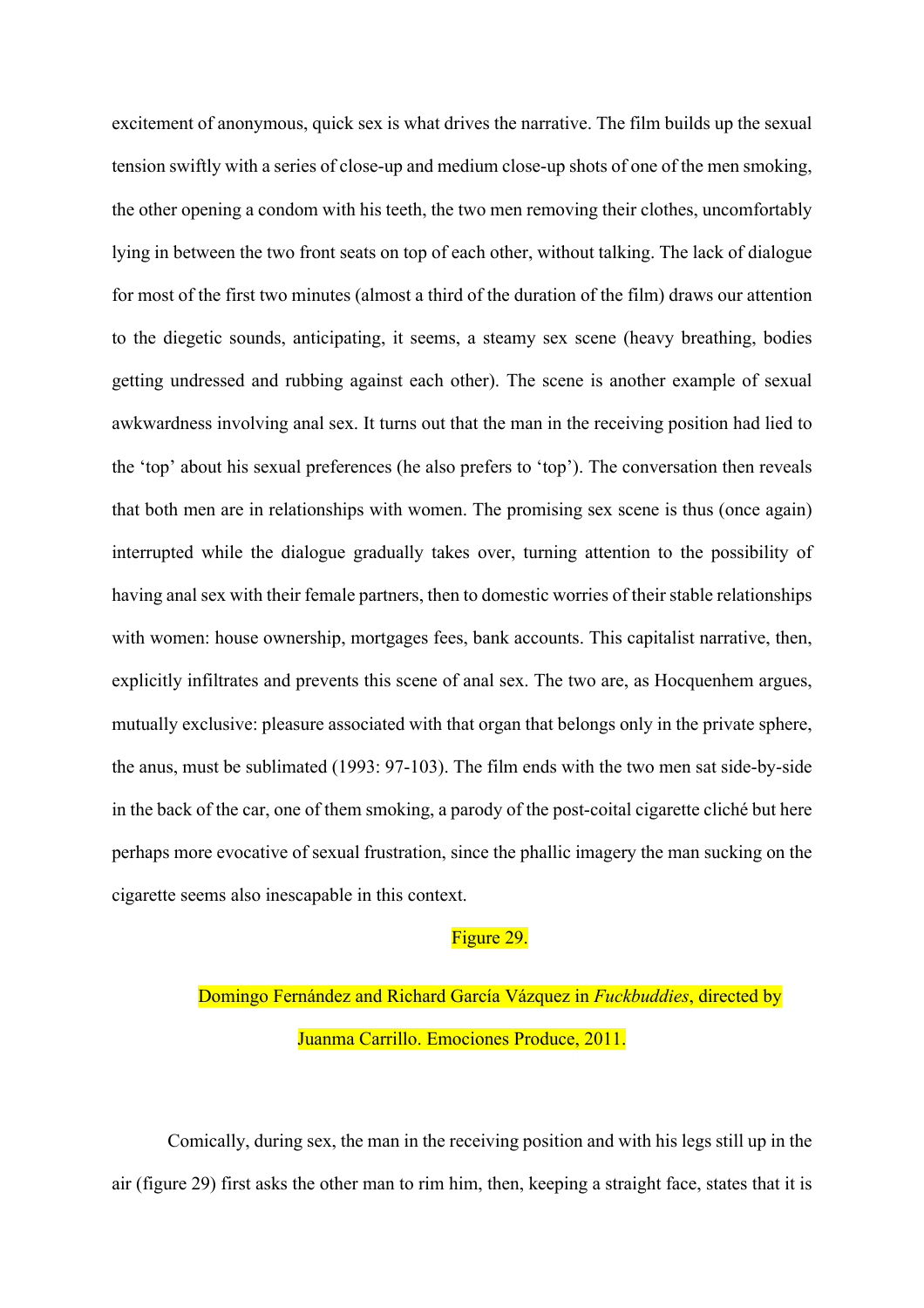excitement of anonymous, quick sex is what drives the narrative. The film builds up the sexual tension swiftly with a series of close-up and medium close-up shots of one of the men smoking, the other opening a condom with his teeth, the two men removing their clothes, uncomfortably lying in between the two front seats on top of each other, without talking. The lack of dialogue for most of the first two minutes (almost a third of the duration of the film) draws our attention to the diegetic sounds, anticipating, it seems, a steamy sex scene (heavy breathing, bodies getting undressed and rubbing against each other). The scene is another example of sexual awkwardness involving anal sex. It turns out that the man in the receiving position had lied to the 'top' about his sexual preferences (he also prefers to 'top'). The conversation then reveals that both men are in relationships with women. The promising sex scene is thus (once again) interrupted while the dialogue gradually takes over, turning attention to the possibility of having anal sex with their female partners, then to domestic worries of their stable relationships with women: house ownership, mortgages fees, bank accounts. This capitalist narrative, then, explicitly infiltrates and prevents this scene of anal sex. The two are, as Hocquenhem argues, mutually exclusive: pleasure associated with that organ that belongs only in the private sphere, the anus, must be sublimated (1993: 97-103). The film ends with the two men sat side-by-side in the back of the car, one of them smoking, a parody of the post-coital cigarette cliché but here perhaps more evocative of sexual frustration, since the phallic imagery the man sucking on the cigarette seems also inescapable in this context.

Figure 29.

Domingo Fernández and Richard García Vázquez in *Fuckbuddies*, directed by Juanma Carrillo. Emociones Produce, 2011.

Comically, during sex, the man in the receiving position and with his legs still up in the air (figure 29) first asks the other man to rim him, then, keeping a straight face, states that it is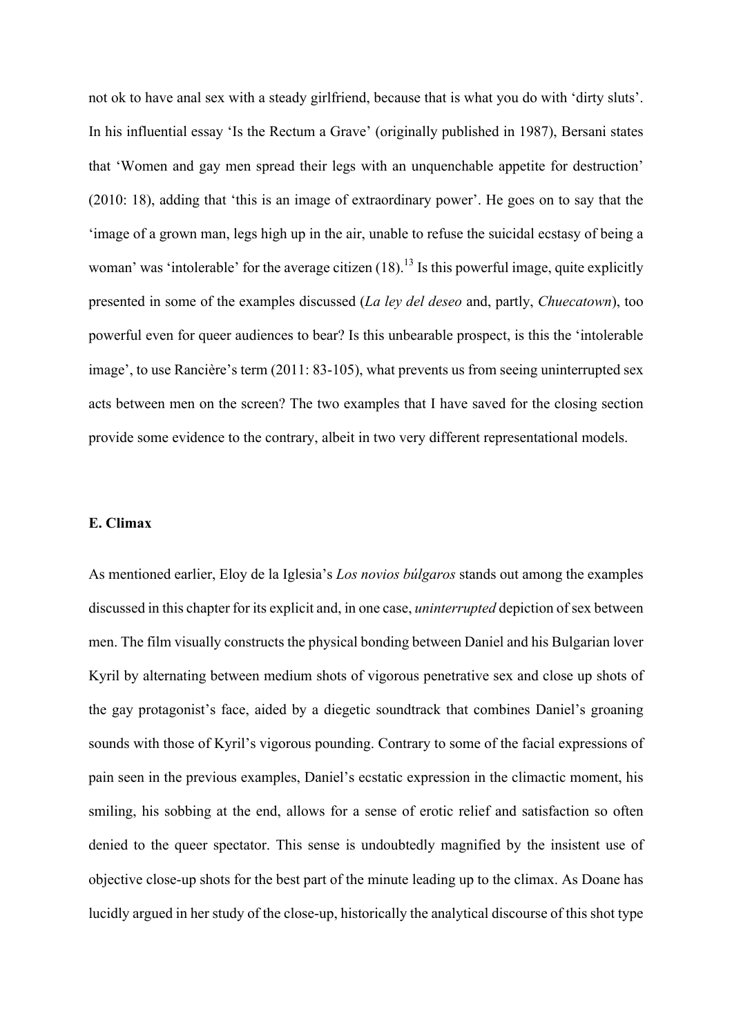not ok to have anal sex with a steady girlfriend, because that is what you do with ‘dirty sluts’. In his influential essay ‘Is the Rectum a Grave’ (originally published in 1987), Bersani states that ‘Women and gay men spread their legs with an unquenchable appetite for destruction’ (2010: 18), adding that ‘this is an image of extraordinary power’. He goes on to say that the ‘image of a grown man, legs high up in the air, unable to refuse the suicidal ecstasy of being a woman’ was ‘intolerable’ for the average citizen (18).[13] Is this powerful image, quite explicitly presented in some of the examples discussed (*La ley del deseo* and, partly, *Chuecatown*), too powerful even for queer audiences to bear? Is this unbearable prospect, is this the ‘intolerable image’, to use Rancière’s term (2011: 83-105), what prevents us from seeing uninterrupted sex acts between men on the screen? The two examples that I have saved for the closing section provide some evidence to the contrary, albeit in two very different representational models.

**E. Climax**

As mentioned earlier, Eloy de la Iglesia’s *Los novios búlgaros* stands out among the examples discussed in this chapter for its explicit and, in one case, *uninterrupted* depiction of sex between men. The film visually constructs the physical bonding between Daniel and his Bulgarian lover Kyril by alternating between medium shots of vigorous penetrative sex and close up shots of the gay protagonist’s face, aided by a diegetic soundtrack that combines Daniel’s groaning sounds with those of Kyril’s vigorous pounding. Contrary to some of the facial expressions of pain seen in the previous examples, Daniel’s ecstatic expression in the climactic moment, his smiling, his sobbing at the end, allows for a sense of erotic relief and satisfaction so often denied to the queer spectator. This sense is undoubtedly magnified by the insistent use of objective close-up shots for the best part of the minute leading up to the climax. As Doane has lucidly argued in her study of the close-up, historically the analytical discourse of this shot type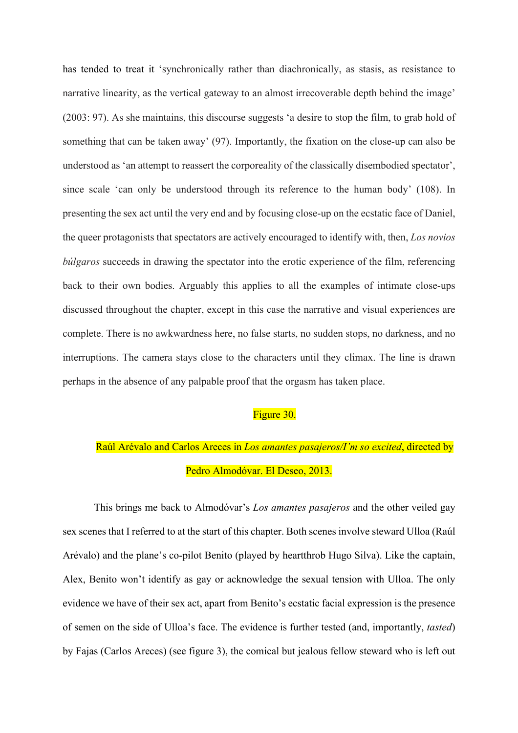has tended to treat it 'synchronically rather than diachronically, as stasis, as resistance to narrative linearity, as the vertical gateway to an almost irrecoverable depth behind the image' (2003: 97). As she maintains, this discourse suggests 'a desire to stop the film, to grab hold of something that can be taken away' (97). Importantly, the fixation on the close-up can also be understood as 'an attempt to reassert the corporeality of the classically disembodied spectator', since scale 'can only be understood through its reference to the human body' (108). In presenting the sex act until the very end and by focusing close-up on the ecstatic face of Daniel, the queer protagonists that spectators are actively encouraged to identify with, then, *Los novios búlgaros* succeeds in drawing the spectator into the erotic experience of the film, referencing back to their own bodies. Arguably this applies to all the examples of intimate close-ups discussed throughout the chapter, except in this case the narrative and visual experiences are complete. There is no awkwardness here, no false starts, no sudden stops, no darkness, and no interruptions. The camera stays close to the characters until they climax. The line is drawn perhaps in the absence of any palpable proof that the orgasm has taken place.

Figure 30.

Raúl Arévalo and Carlos Areces in *Los amantes pasajeros/I'm so excited*, directed by Pedro Almodóvar. El Deseo, 2013.

This brings me back to Almodóvar's *Los amantes pasajeros* and the other veiled gay sex scenes that I referred to at the start of this chapter. Both scenes involve steward Ulloa (Raúl Arévalo) and the plane's co-pilot Benito (played by heartthrob Hugo Silva). Like the captain, Alex, Benito won't identify as gay or acknowledge the sexual tension with Ulloa. The only evidence we have of their sex act, apart from Benito's ecstatic facial expression is the presence of semen on the side of Ulloa's face. The evidence is further tested (and, importantly, *tasted*) by Fajas (Carlos Areces) (see figure 3), the comical but jealous fellow steward who is left out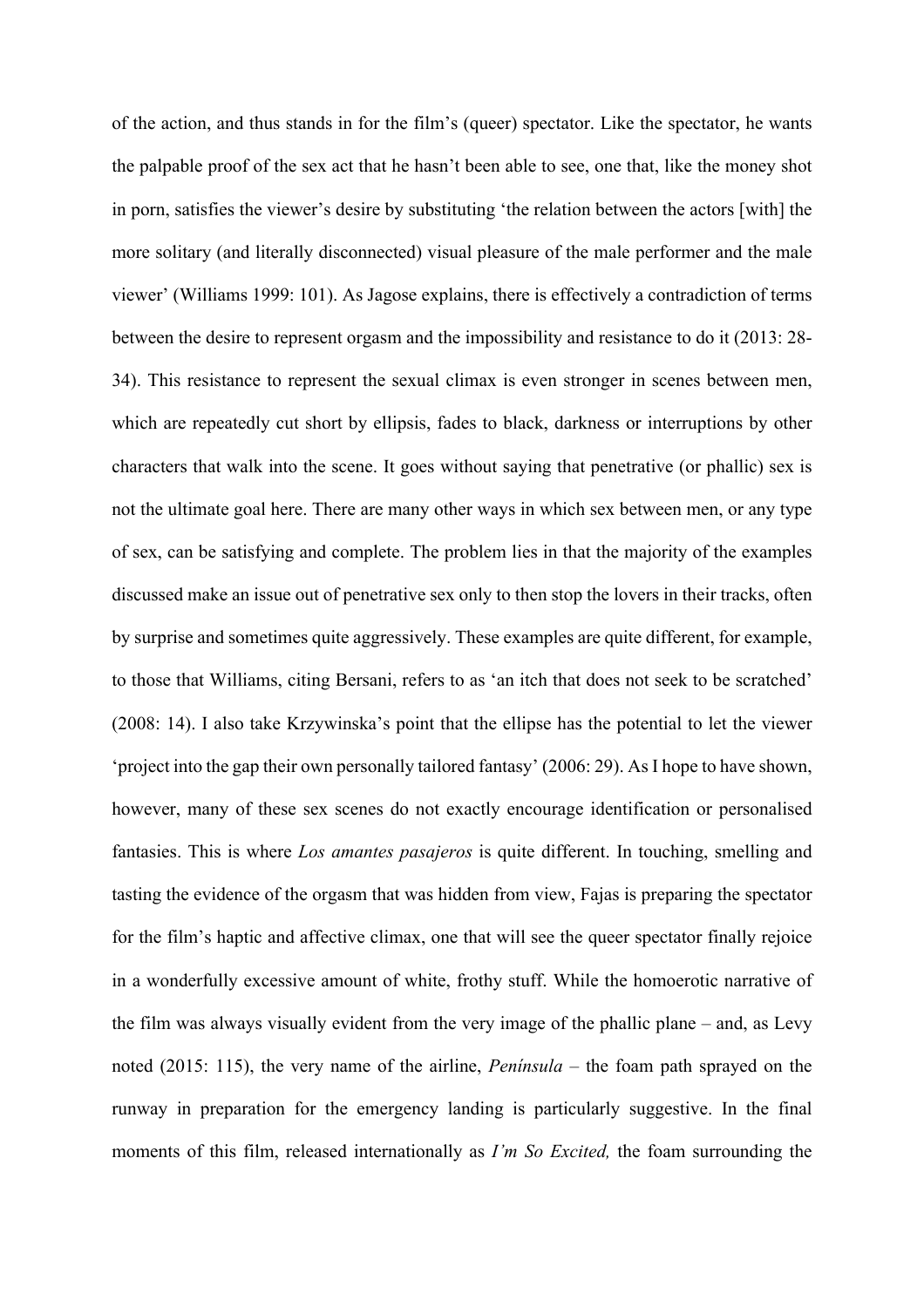of the action, and thus stands in for the film's (queer) spectator. Like the spectator, he wants the palpable proof of the sex act that he hasn't been able to see, one that, like the money shot in porn, satisfies the viewer's desire by substituting 'the relation between the actors [with] the more solitary (and literally disconnected) visual pleasure of the male performer and the male viewer' (Williams 1999: 101). As Jagose explains, there is effectively a contradiction of terms between the desire to represent orgasm and the impossibility and resistance to do it (2013: 28-34). This resistance to represent the sexual climax is even stronger in scenes between men, which are repeatedly cut short by ellipsis, fades to black, darkness or interruptions by other characters that walk into the scene. It goes without saying that penetrative (or phallic) sex is not the ultimate goal here. There are many other ways in which sex between men, or any type of sex, can be satisfying and complete. The problem lies in that the majority of the examples discussed make an issue out of penetrative sex only to then stop the lovers in their tracks, often by surprise and sometimes quite aggressively. These examples are quite different, for example, to those that Williams, citing Bersani, refers to as 'an itch that does not seek to be scratched' (2008: 14). I also take Krzywinska's point that the ellipse has the potential to let the viewer 'project into the gap their own personally tailored fantasy' (2006: 29). As I hope to have shown, however, many of these sex scenes do not exactly encourage identification or personalised fantasies. This is where *Los amantes pasajeros* is quite different. In touching, smelling and tasting the evidence of the orgasm that was hidden from view, Fajas is preparing the spectator for the film's haptic and affective climax, one that will see the queer spectator finally rejoice in a wonderfully excessive amount of white, frothy stuff. While the homoerotic narrative of the film was always visually evident from the very image of the phallic plane – and, as Levy noted (2015: 115), the very name of the airline, *Península* – the foam path sprayed on the runway in preparation for the emergency landing is particularly suggestive. In the final moments of this film, released internationally as *I'm So Excited,* the foam surrounding the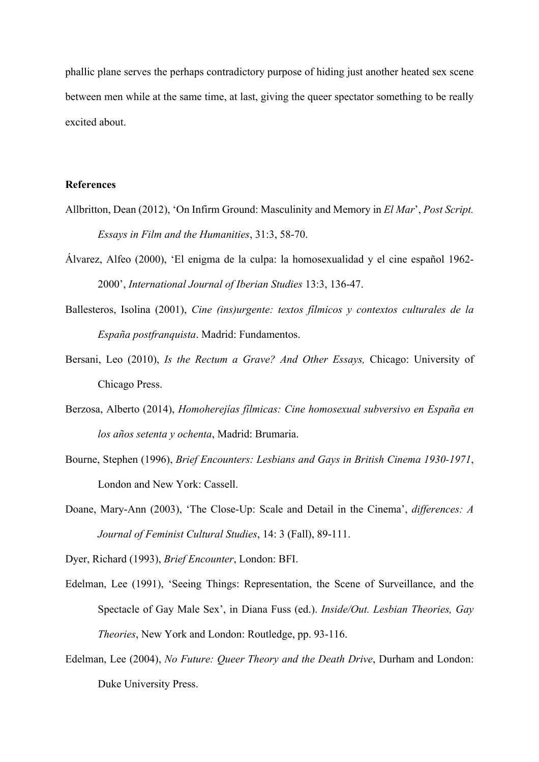phallic plane serves the perhaps contradictory purpose of hiding just another heated sex scene between men while at the same time, at last, giving the queer spectator something to be really excited about.

**References**

Allbritton, Dean (2012), 'On Infirm Ground: Masculinity and Memory in *El Mar*', *Post Script. Essays in Film and the Humanities*, 31:3, 58-70.

Álvarez, Alfeo (2000), 'El enigma de la culpa: la homosexualidad y el cine español 1962-2000', *International Journal of Iberian Studies* 13:3, 136-47.

Ballesteros, Isolina (2001), *Cine (ins)urgente: textos fílmicos y contextos culturales de la España postfranquista*. Madrid: Fundamentos.

Bersani, Leo (2010), *Is the Rectum a Grave? And Other Essays,* Chicago: University of Chicago Press.

Berzosa, Alberto (2014), *Homoherejías fílmicas: Cine homosexual subversivo en España en los años setenta y ochenta*, Madrid: Brumaria.

Bourne, Stephen (1996), *Brief Encounters: Lesbians and Gays in British Cinema 1930-1971*, London and New York: Cassell.

Doane, Mary-Ann (2003), 'The Close-Up: Scale and Detail in the Cinema', *differences: A Journal of Feminist Cultural Studies*, 14: 3 (Fall), 89-111.

Dyer, Richard (1993), *Brief Encounter*, London: BFI.

Edelman, Lee (1991), 'Seeing Things: Representation, the Scene of Surveillance, and the Spectacle of Gay Male Sex', in Diana Fuss (ed.). *Inside/Out. Lesbian Theories, Gay Theories*, New York and London: Routledge, pp. 93-116.

Edelman, Lee (2004), *No Future: Queer Theory and the Death Drive*, Durham and London: Duke University Press.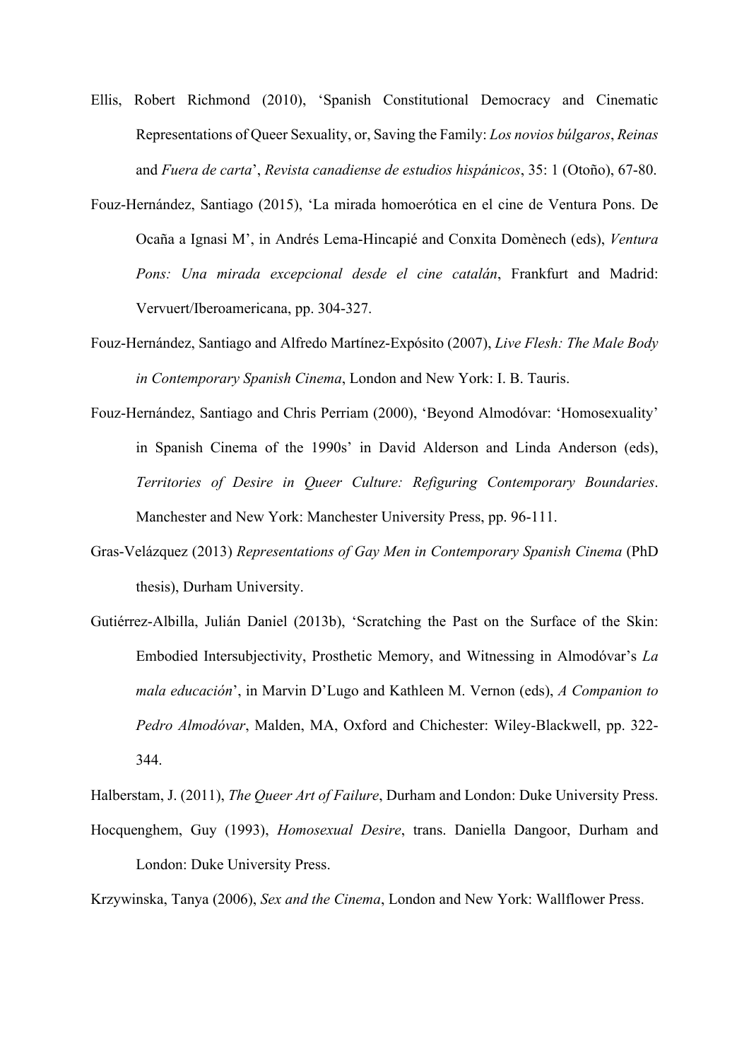Ellis, Robert Richmond (2010), 'Spanish Constitutional Democracy and Cinematic Representations of Queer Sexuality, or, Saving the Family: *Los novios búlgaros*, *Reinas* and *Fuera de carta*', *Revista canadiense de estudios hispánicos*, 35: 1 (Otoño), 67-80.

Fouz-Hernández, Santiago (2015), 'La mirada homoerótica en el cine de Ventura Pons. De Ocaña a Ignasi M', in Andrés Lema-Hincapié and Conxita Domènech (eds), *Ventura Pons: Una mirada excepcional desde el cine catalán*, Frankfurt and Madrid: Vervuert/Iberoamericana, pp. 304-327.

Fouz-Hernández, Santiago and Alfredo Martínez-Expósito (2007), *Live Flesh: The Male Body in Contemporary Spanish Cinema*, London and New York: I. B. Tauris.

Fouz-Hernández, Santiago and Chris Perriam (2000), 'Beyond Almodóvar: 'Homosexuality' in Spanish Cinema of the 1990s' in David Alderson and Linda Anderson (eds), *Territories of Desire in Queer Culture: Refiguring Contemporary Boundaries*. Manchester and New York: Manchester University Press, pp. 96-111.

Gras-Velázquez (2013) *Representations of Gay Men in Contemporary Spanish Cinema* (PhD thesis), Durham University.

Gutiérrez-Albilla, Julián Daniel (2013b), 'Scratching the Past on the Surface of the Skin: Embodied Intersubjectivity, Prosthetic Memory, and Witnessing in Almodóvar's *La mala educación*', in Marvin D'Lugo and Kathleen M. Vernon (eds), *A Companion to Pedro Almodóvar*, Malden, MA, Oxford and Chichester: Wiley-Blackwell, pp. 322-344.

Halberstam, J. (2011), *The Queer Art of Failure*, Durham and London: Duke University Press.

Hocquenghem, Guy (1993), *Homosexual Desire*, trans. Daniella Dangoor, Durham and London: Duke University Press.

Krzywinska, Tanya (2006), *Sex and the Cinema*, London and New York: Wallflower Press.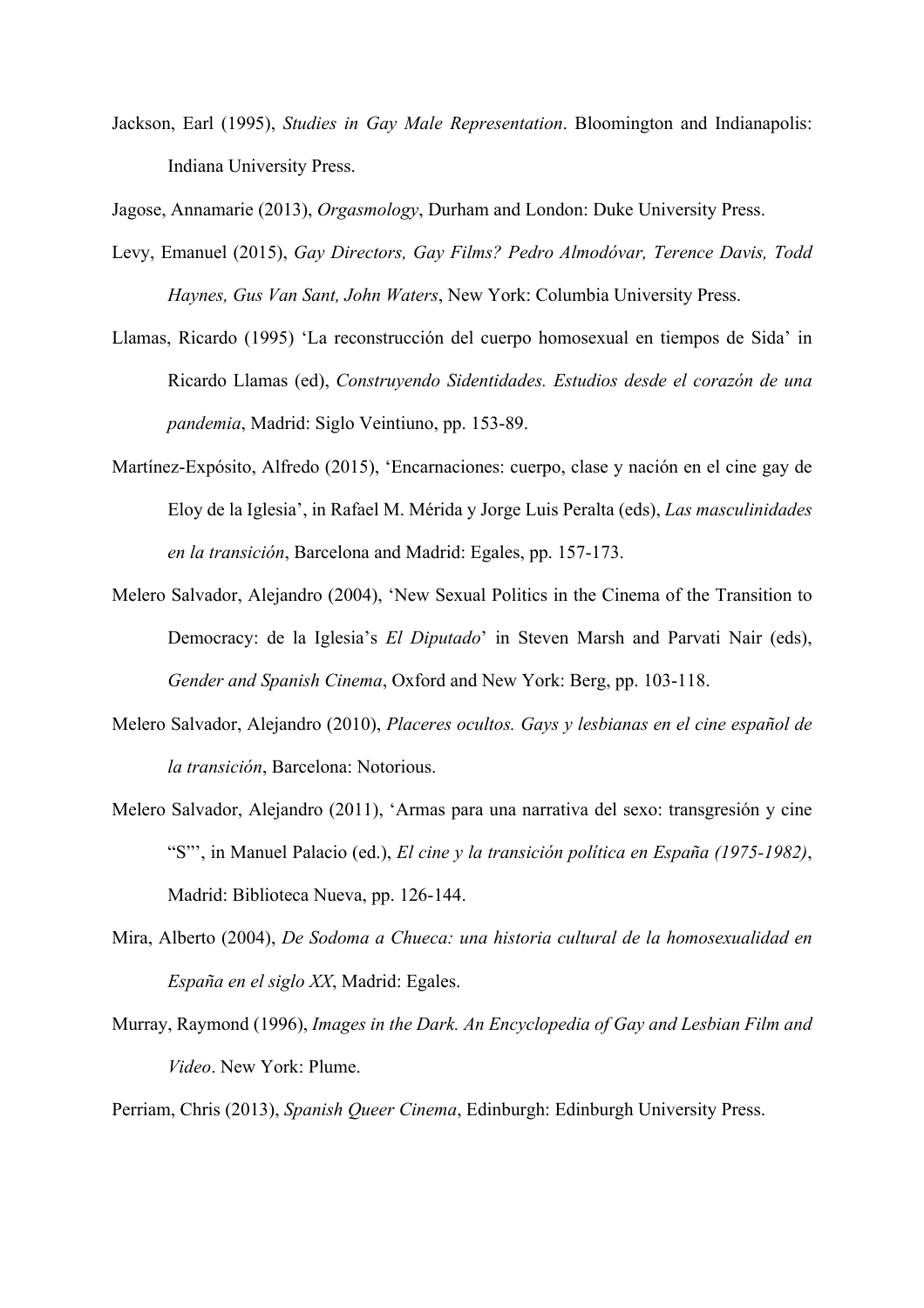Jackson, Earl (1995), *Studies in Gay Male Representation*. Bloomington and Indianapolis: Indiana University Press.

Jagose, Annamarie (2013), *Orgasmology*, Durham and London: Duke University Press.

Levy, Emanuel (2015), *Gay Directors, Gay Films? Pedro Almodóvar, Terence Davis, Todd Haynes, Gus Van Sant, John Waters*, New York: Columbia University Press.

Llamas, Ricardo (1995) 'La reconstrucción del cuerpo homosexual en tiempos de Sida' in Ricardo Llamas (ed), *Construyendo Sidentidades. Estudios desde el corazón de una pandemia*, Madrid: Siglo Veintiuno, pp. 153-89.

Martínez-Expósito, Alfredo (2015), 'Encarnaciones: cuerpo, clase y nación en el cine gay de Eloy de la Iglesia', in Rafael M. Mérida y Jorge Luis Peralta (eds), *Las masculinidades en la transición*, Barcelona and Madrid: Egales, pp. 157-173.

Melero Salvador, Alejandro (2004), 'New Sexual Politics in the Cinema of the Transition to Democracy: de la Iglesia's *El Diputado*' in Steven Marsh and Parvati Nair (eds), *Gender and Spanish Cinema*, Oxford and New York: Berg, pp. 103-118.

Melero Salvador, Alejandro (2010), *Placeres ocultos. Gays y lesbianas en el cine español de la transición*, Barcelona: Notorious.

Melero Salvador, Alejandro (2011), 'Armas para una narrativa del sexo: transgresión y cine "S"', in Manuel Palacio (ed.), *El cine y la transición política en España (1975-1982)*, Madrid: Biblioteca Nueva, pp. 126-144.

Mira, Alberto (2004), *De Sodoma a Chueca: una historia cultural de la homosexualidad en España en el siglo XX*, Madrid: Egales.

Murray, Raymond (1996), *Images in the Dark. An Encyclopedia of Gay and Lesbian Film and Video*. New York: Plume.

Perriam, Chris (2013), *Spanish Queer Cinema*, Edinburgh: Edinburgh University Press.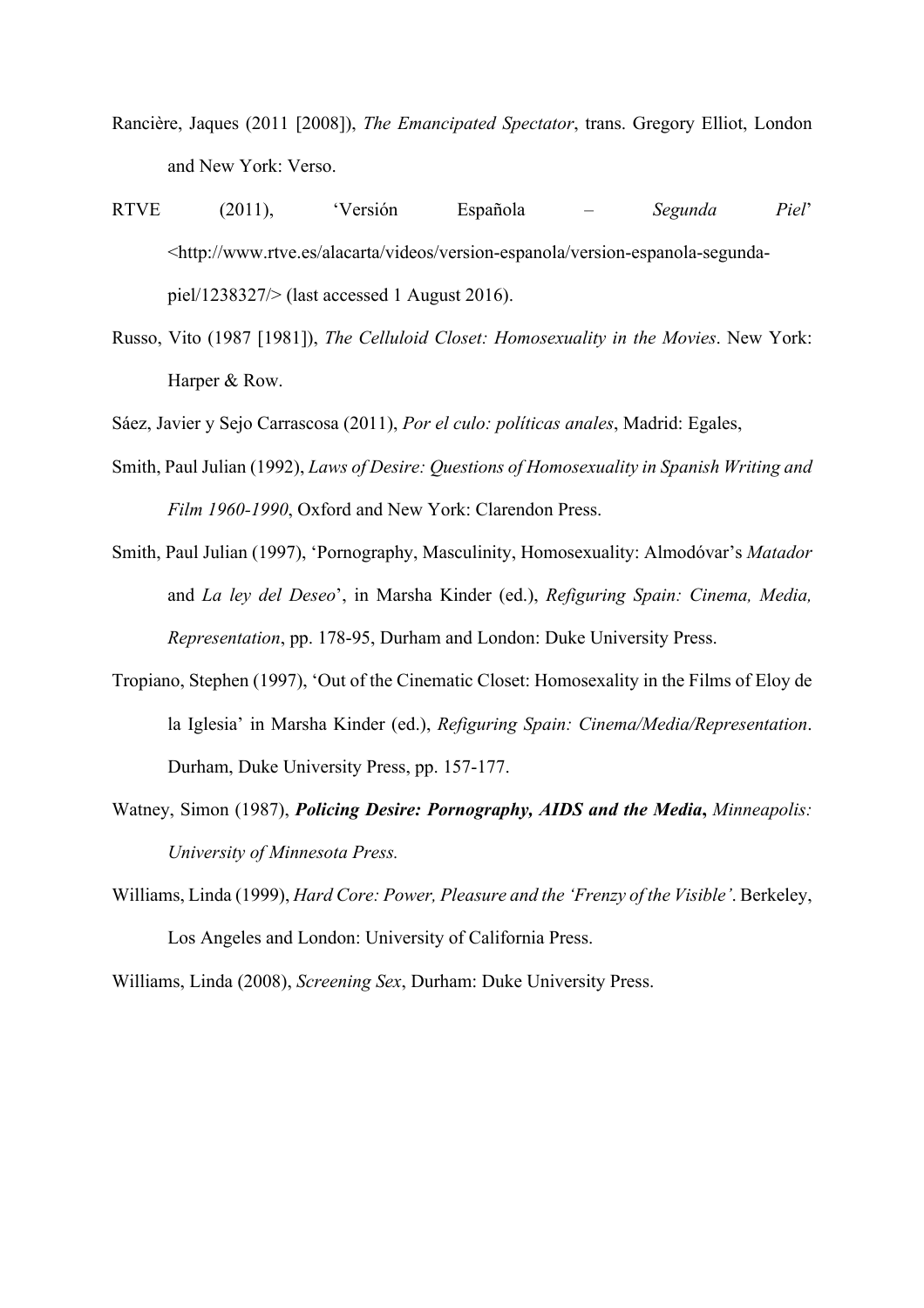Rancière, Jaques (2011 [2008]), *The Emancipated Spectator*, trans. Gregory Elliot, London and New York: Verso.

RTVE (2011), 'Versión Española – *Segunda Piel*' <http://www.rtve.es/alacarta/videos/version-espanola/version-espanola-segunda-piel/1238327/> (last accessed 1 August 2016).

Russo, Vito (1987 [1981]), *The Celluloid Closet: Homosexuality in the Movies*. New York: Harper & Row.

Sáez, Javier y Sejo Carrascosa (2011), *Por el culo: políticas anales*, Madrid: Egales,

Smith, Paul Julian (1992), *Laws of Desire: Questions of Homosexuality in Spanish Writing and Film 1960-1990*, Oxford and New York: Clarendon Press.

Smith, Paul Julian (1997), 'Pornography, Masculinity, Homosexuality: Almodóvar's *Matador* and *La ley del Deseo*', in Marsha Kinder (ed.), *Refiguring Spain: Cinema, Media, Representation*, pp. 178-95, Durham and London: Duke University Press.

Tropiano, Stephen (1997), 'Out of the Cinematic Closet: Homosexality in the Films of Eloy de la Iglesia' in Marsha Kinder (ed.), *Refiguring Spain: Cinema/Media/Representation*. Durham, Duke University Press, pp. 157-177.

Watney, Simon (1987), ***Policing Desire: Pornography, AIDS and the Media***, *Minneapolis: University of Minnesota Press.*

Williams, Linda (1999), *Hard Core: Power, Pleasure and the 'Frenzy of the Visible'*. Berkeley, Los Angeles and London: University of California Press.

Williams, Linda (2008), *Screening Sex*, Durham: Duke University Press.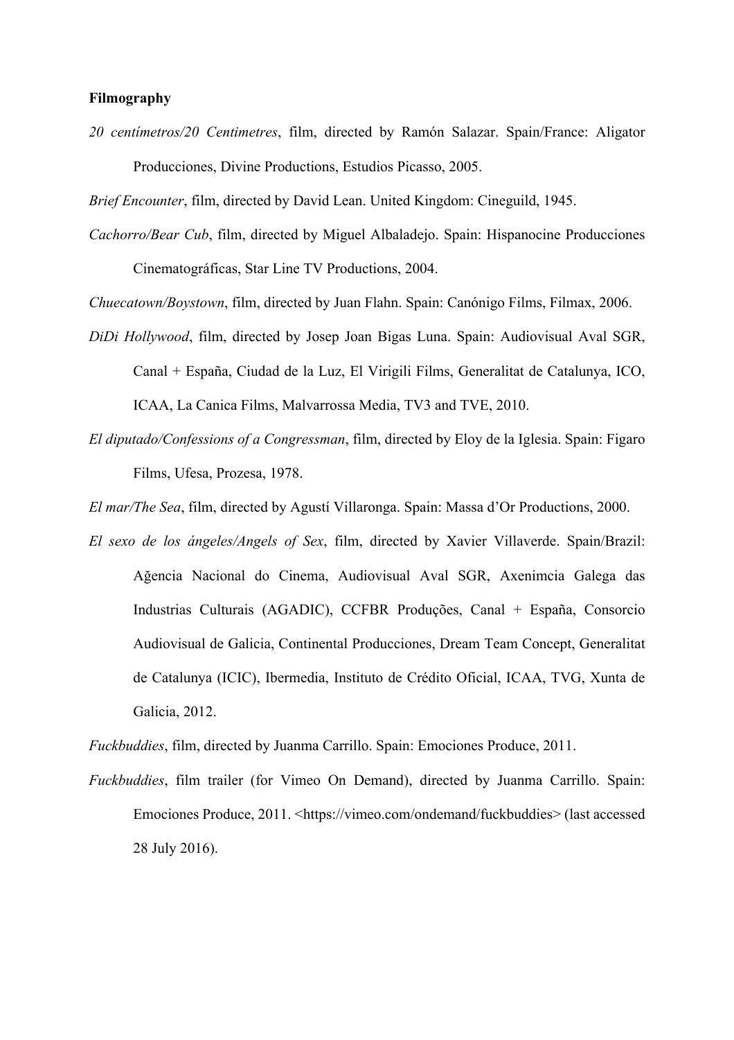**Filmography**

*20 centímetros/20 Centimetres*, film, directed by Ramón Salazar. Spain/France: Aligator Producciones, Divine Productions, Estudios Picasso, 2005.

*Brief Encounter*, film, directed by David Lean. United Kingdom: Cineguild, 1945.

*Cachorro/Bear Cub*, film, directed by Miguel Albaladejo. Spain: Hispanocine Producciones Cinematográficas, Star Line TV Productions, 2004.

*Chuecatown/Boystown*, film, directed by Juan Flahn. Spain: Canónigo Films, Filmax, 2006.

*DiDi Hollywood*, film, directed by Josep Joan Bigas Luna. Spain: Audiovisual Aval SGR, Canal + España, Ciudad de la Luz, El Virigili Films, Generalitat de Catalunya, ICO, ICAA, La Canica Films, Malvarrossa Media, TV3 and TVE, 2010.

*El diputado/Confessions of a Congressman*, film, directed by Eloy de la Iglesia. Spain: Figaro Films, Ufesa, Prozesa, 1978.

*El mar/The Sea*, film, directed by Agustí Villaronga. Spain: Massa d'Or Productions, 2000.

*El sexo de los ángeles/Angels of Sex*, film, directed by Xavier Villaverde. Spain/Brazil: Ağencia Nacional do Cinema, Audiovisual Aval SGR, Axenimcia Galega das Industrias Culturais (AGADIC), CCFBR Produções, Canal + España, Consorcio Audiovisual de Galicia, Continental Producciones, Dream Team Concept, Generalitat de Catalunya (ICIC), Ibermedia, Instituto de Crédito Oficial, ICAA, TVG, Xunta de Galicia, 2012.

*Fuckbuddies*, film, directed by Juanma Carrillo. Spain: Emociones Produce, 2011.

*Fuckbuddies*, film trailer (for Vimeo On Demand), directed by Juanma Carrillo. Spain: Emociones Produce, 2011. <https://vimeo.com/ondemand/fuckbuddies> (last accessed 28 July 2016).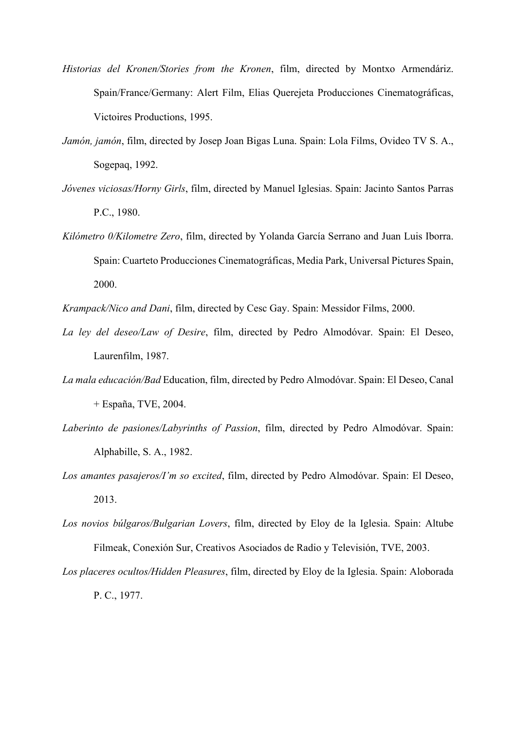*Historias del Kronen/Stories from the Kronen*, film, directed by Montxo Armendáriz. Spain/France/Germany: Alert Film, Elias Querejeta Producciones Cinematográficas, Victoires Productions, 1995.

*Jamón, jamón*, film, directed by Josep Joan Bigas Luna. Spain: Lola Films, Ovideo TV S. A., Sogepaq, 1992.

*Jóvenes viciosas/Horny Girls*, film, directed by Manuel Iglesias. Spain: Jacinto Santos Parras P.C., 1980.

*Kilómetro 0/Kilometre Zero*, film, directed by Yolanda García Serrano and Juan Luis Iborra. Spain: Cuarteto Producciones Cinematográficas, Media Park, Universal Pictures Spain, 2000.

*Krampack/Nico and Dani*, film, directed by Cesc Gay. Spain: Messidor Films, 2000.

*La ley del deseo/Law of Desire*, film, directed by Pedro Almodóvar. Spain: El Deseo, Laurenfilm, 1987.

*La mala educación/Bad* Education, film, directed by Pedro Almodóvar. Spain: El Deseo, Canal + España, TVE, 2004.

*Laberinto de pasiones/Labyrinths of Passion*, film, directed by Pedro Almodóvar. Spain: Alphabille, S. A., 1982.

*Los amantes pasajeros/I'm so excited*, film, directed by Pedro Almodóvar. Spain: El Deseo, 2013.

*Los novios búlgaros/Bulgarian Lovers*, film, directed by Eloy de la Iglesia. Spain: Altube Filmeak, Conexión Sur, Creativos Asociados de Radio y Televisión, TVE, 2003.

*Los placeres ocultos/Hidden Pleasures*, film, directed by Eloy de la Iglesia. Spain: Aloborada P. C., 1977.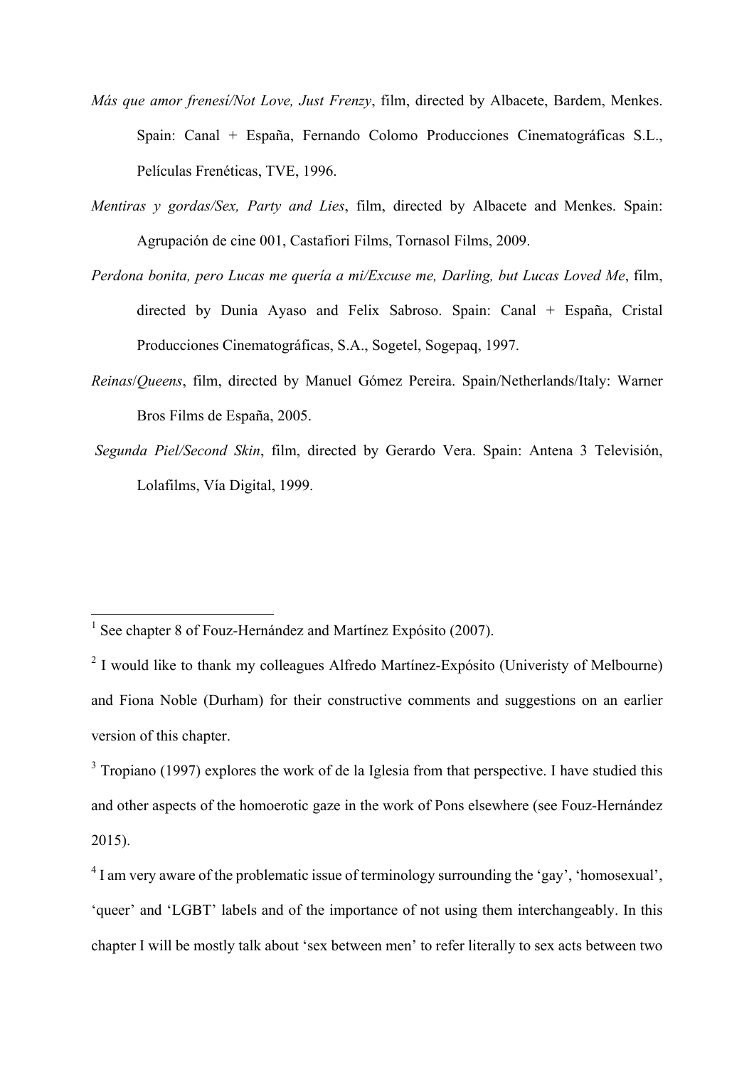*Más que amor frenesí/Not Love, Just Frenzy*, film, directed by Albacete, Bardem, Menkes. Spain: Canal + España, Fernando Colomo Producciones Cinematográficas S.L., Películas Frenéticas, TVE, 1996.

*Mentiras y gordas/Sex, Party and Lies*, film, directed by Albacete and Menkes. Spain: Agrupación de cine 001, Castafiori Films, Tornasol Films, 2009.

*Perdona bonita, pero Lucas me quería a mi/Excuse me, Darling, but Lucas Loved Me*, film, directed by Dunia Ayaso and Felix Sabroso. Spain: Canal + España, Cristal Producciones Cinematográficas, S.A., Sogetel, Sogepaq, 1997.

*Reinas*/*Queens*, film, directed by Manuel Gómez Pereira. Spain/Netherlands/Italy: Warner Bros Films de España, 2005.

*Segunda Piel/Second Skin*, film, directed by Gerardo Vera. Spain: Antena 3 Televisión, Lolafilms, Vía Digital, 1999.

---

[1] See chapter 8 of Fouz-Hernández and Martínez Expósito (2007).

[2] I would like to thank my colleagues Alfredo Martínez-Expósito (Univeristy of Melbourne) and Fiona Noble (Durham) for their constructive comments and suggestions on an earlier version of this chapter.

[3] Tropiano (1997) explores the work of de la Iglesia from that perspective. I have studied this and other aspects of the homoerotic gaze in the work of Pons elsewhere (see Fouz-Hernández 2015).

[4] I am very aware of the problematic issue of terminology surrounding the 'gay', 'homosexual', 'queer' and 'LGBT' labels and of the importance of not using them interchangeably. In this chapter I will be mostly talk about 'sex between men' to refer literally to sex acts between two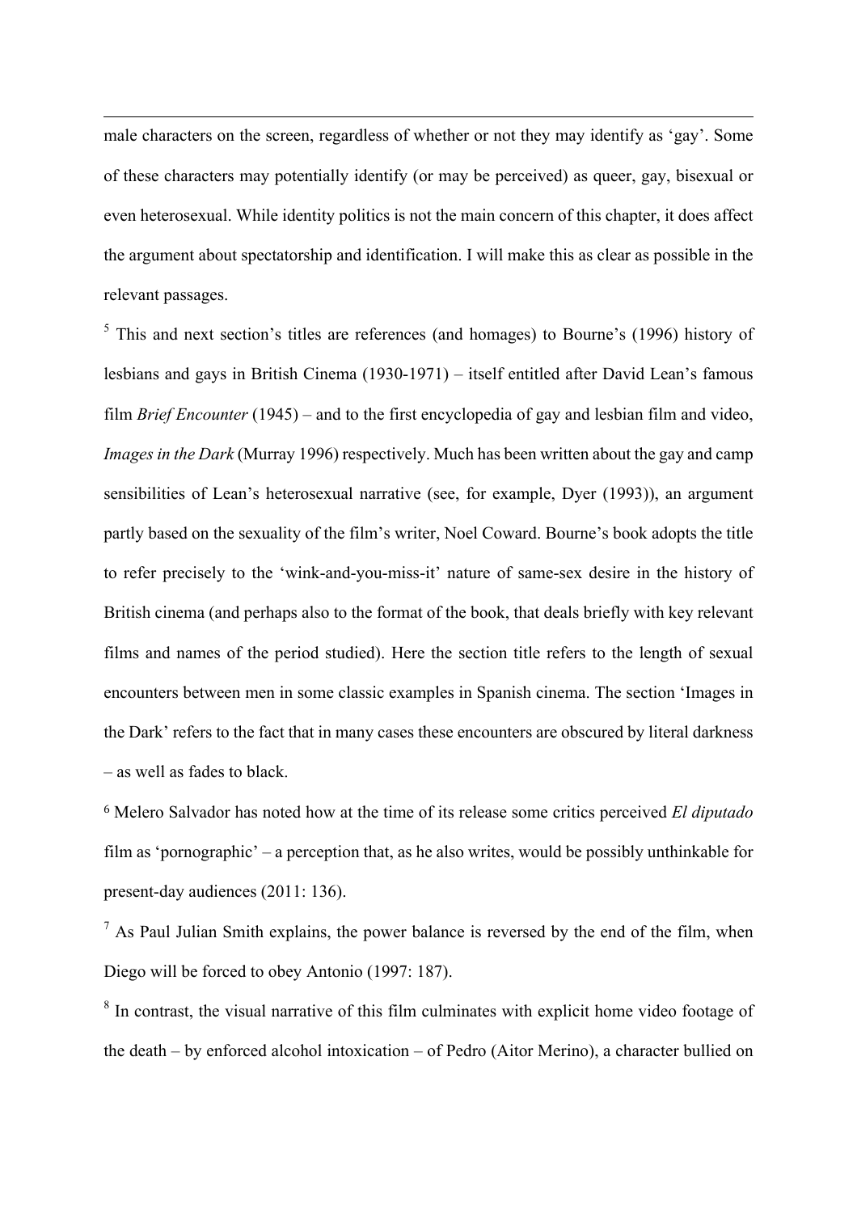male characters on the screen, regardless of whether or not they may identify as 'gay'. Some of these characters may potentially identify (or may be perceived) as queer, gay, bisexual or even heterosexual. While identity politics is not the main concern of this chapter, it does affect the argument about spectatorship and identification. I will make this as clear as possible in the relevant passages.

[5] This and next section's titles are references (and homages) to Bourne's (1996) history of lesbians and gays in British Cinema (1930-1971) – itself entitled after David Lean's famous film *Brief Encounter* (1945) – and to the first encyclopedia of gay and lesbian film and video, *Images in the Dark* (Murray 1996) respectively. Much has been written about the gay and camp sensibilities of Lean's heterosexual narrative (see, for example, Dyer (1993)), an argument partly based on the sexuality of the film's writer, Noel Coward. Bourne's book adopts the title to refer precisely to the 'wink-and-you-miss-it' nature of same-sex desire in the history of British cinema (and perhaps also to the format of the book, that deals briefly with key relevant films and names of the period studied). Here the section title refers to the length of sexual encounters between men in some classic examples in Spanish cinema. The section 'Images in the Dark' refers to the fact that in many cases these encounters are obscured by literal darkness – as well as fades to black.

[6] Melero Salvador has noted how at the time of its release some critics perceived *El diputado* film as 'pornographic' – a perception that, as he also writes, would be possibly unthinkable for present-day audiences (2011: 136).

[7] As Paul Julian Smith explains, the power balance is reversed by the end of the film, when Diego will be forced to obey Antonio (1997: 187).

[8] In contrast, the visual narrative of this film culminates with explicit home video footage of the death – by enforced alcohol intoxication – of Pedro (Aitor Merino), a character bullied on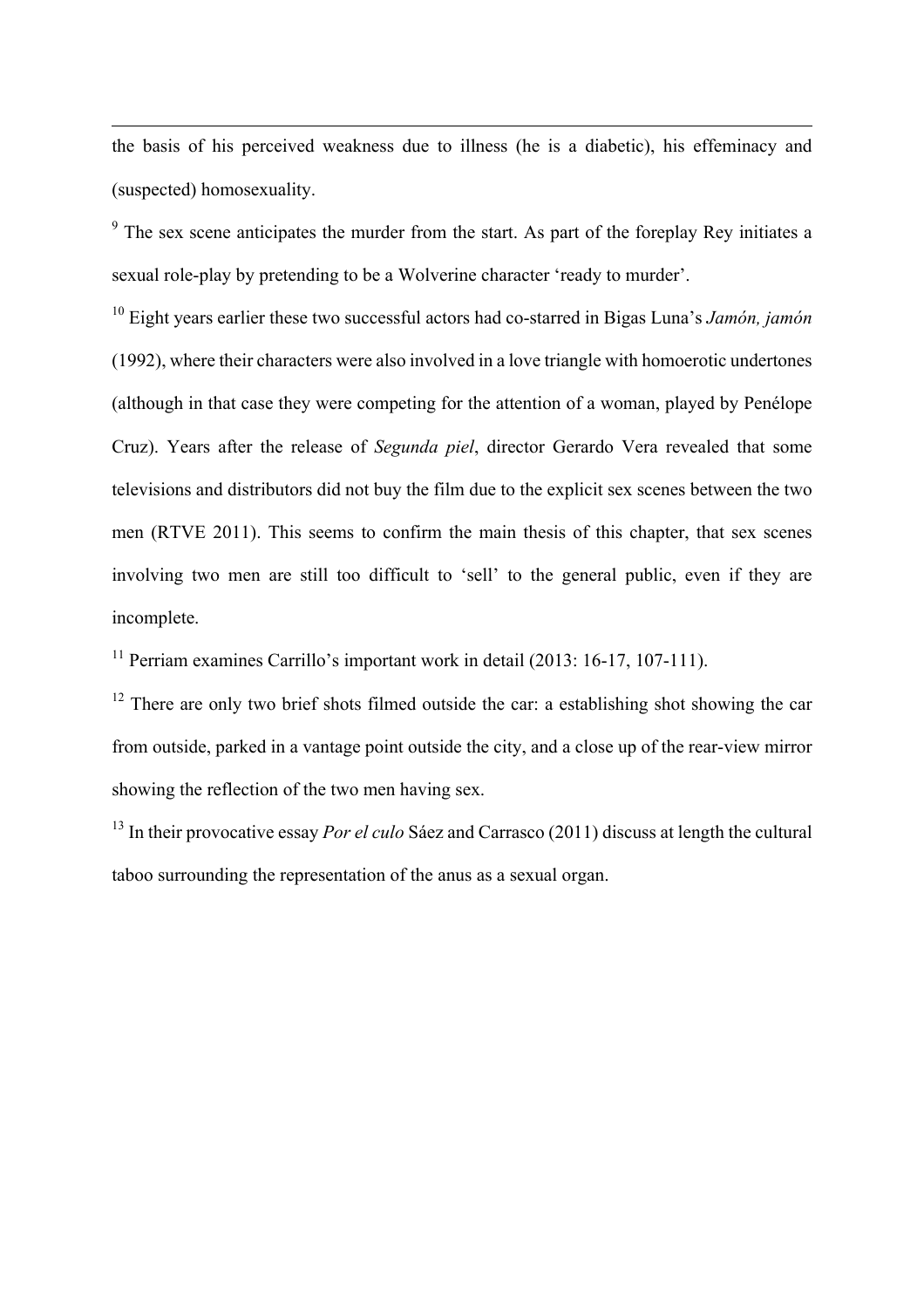the basis of his perceived weakness due to illness (he is a diabetic), his effeminacy and (suspected) homosexuality.

[9] The sex scene anticipates the murder from the start. As part of the foreplay Rey initiates a sexual role-play by pretending to be a Wolverine character 'ready to murder'.

[10] Eight years earlier these two successful actors had co-starred in Bigas Luna's *Jamón, jamón* (1992), where their characters were also involved in a love triangle with homoerotic undertones (although in that case they were competing for the attention of a woman, played by Penélope Cruz). Years after the release of *Segunda piel*, director Gerardo Vera revealed that some televisions and distributors did not buy the film due to the explicit sex scenes between the two men (RTVE 2011). This seems to confirm the main thesis of this chapter, that sex scenes involving two men are still too difficult to 'sell' to the general public, even if they are incomplete.

[11] Perriam examines Carrillo's important work in detail (2013: 16-17, 107-111).

[12] There are only two brief shots filmed outside the car: a establishing shot showing the car from outside, parked in a vantage point outside the city, and a close up of the rear-view mirror showing the reflection of the two men having sex.

[13] In their provocative essay *Por el culo* Sáez and Carrasco (2011) discuss at length the cultural taboo surrounding the representation of the anus as a sexual organ.